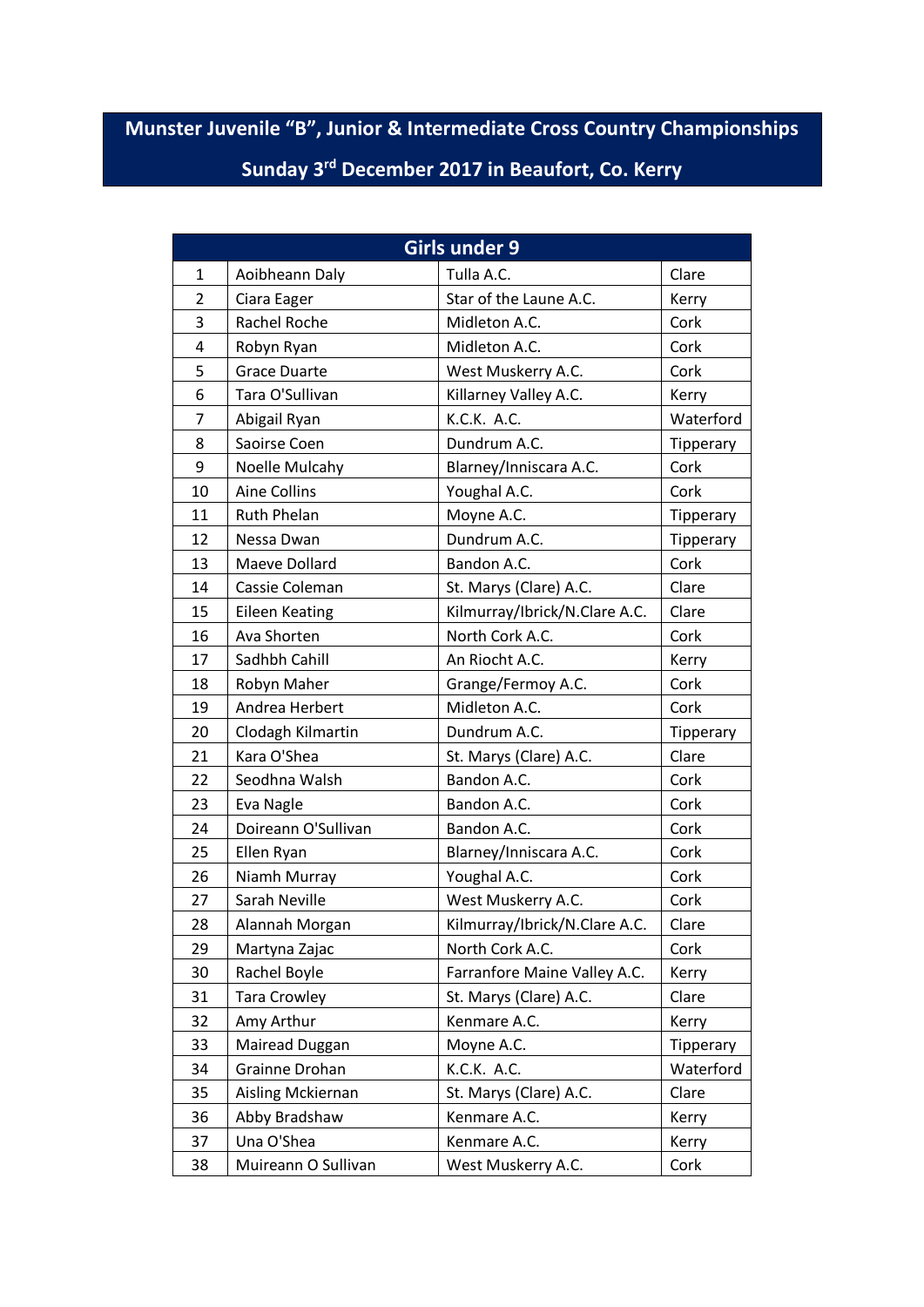# Munster Juvenile "B", Junior & Intermediate Cross Country Championships

## Sunday 3rd December 2017 in Beaufort, Co. Kerry

| Girls under 9 | | | |
|---|---|---|---|
| 1 | Aoibheann Daly | Tulla A.C. | Clare |
| 2 | Ciara Eager | Star of the Laune A.C. | Kerry |
| 3 | Rachel Roche | Midleton A.C. | Cork |
| 4 | Robyn Ryan | Midleton A.C. | Cork |
| 5 | Grace Duarte | West Muskerry A.C. | Cork |
| 6 | Tara O'Sullivan | Killarney Valley A.C. | Kerry |
| 7 | Abigail Ryan | K.C.K. A.C. | Waterford |
| 8 | Saoirse Coen | Dundrum A.C. | Tipperary |
| 9 | Noelle Mulcahy | Blarney/Inniscara A.C. | Cork |
| 10 | Aine Collins | Youghal A.C. | Cork |
| 11 | Ruth Phelan | Moyne A.C. | Tipperary |
| 12 | Nessa Dwan | Dundrum A.C. | Tipperary |
| 13 | Maeve Dollard | Bandon A.C. | Cork |
| 14 | Cassie Coleman | St. Marys (Clare) A.C. | Clare |
| 15 | Eileen Keating | Kilmurray/Ibrick/N.Clare A.C. | Clare |
| 16 | Ava Shorten | North Cork A.C. | Cork |
| 17 | Sadhbh Cahill | An Riocht A.C. | Kerry |
| 18 | Robyn Maher | Grange/Fermoy A.C. | Cork |
| 19 | Andrea Herbert | Midleton A.C. | Cork |
| 20 | Clodagh Kilmartin | Dundrum A.C. | Tipperary |
| 21 | Kara O'Shea | St. Marys (Clare) A.C. | Clare |
| 22 | Seodhna Walsh | Bandon A.C. | Cork |
| 23 | Eva Nagle | Bandon A.C. | Cork |
| 24 | Doireann O'Sullivan | Bandon A.C. | Cork |
| 25 | Ellen Ryan | Blarney/Inniscara A.C. | Cork |
| 26 | Niamh Murray | Youghal A.C. | Cork |
| 27 | Sarah Neville | West Muskerry A.C. | Cork |
| 28 | Alannah Morgan | Kilmurray/Ibrick/N.Clare A.C. | Clare |
| 29 | Martyna Zajac | North Cork A.C. | Cork |
| 30 | Rachel Boyle | Farranfore Maine Valley A.C. | Kerry |
| 31 | Tara Crowley | St. Marys (Clare) A.C. | Clare |
| 32 | Amy Arthur | Kenmare A.C. | Kerry |
| 33 | Mairead Duggan | Moyne A.C. | Tipperary |
| 34 | Grainne Drohan | K.C.K. A.C. | Waterford |
| 35 | Aisling Mckiernan | St. Marys (Clare) A.C. | Clare |
| 36 | Abby Bradshaw | Kenmare A.C. | Kerry |
| 37 | Una O'Shea | Kenmare A.C. | Kerry |
| 38 | Muireann O Sullivan | West Muskerry A.C. | Cork |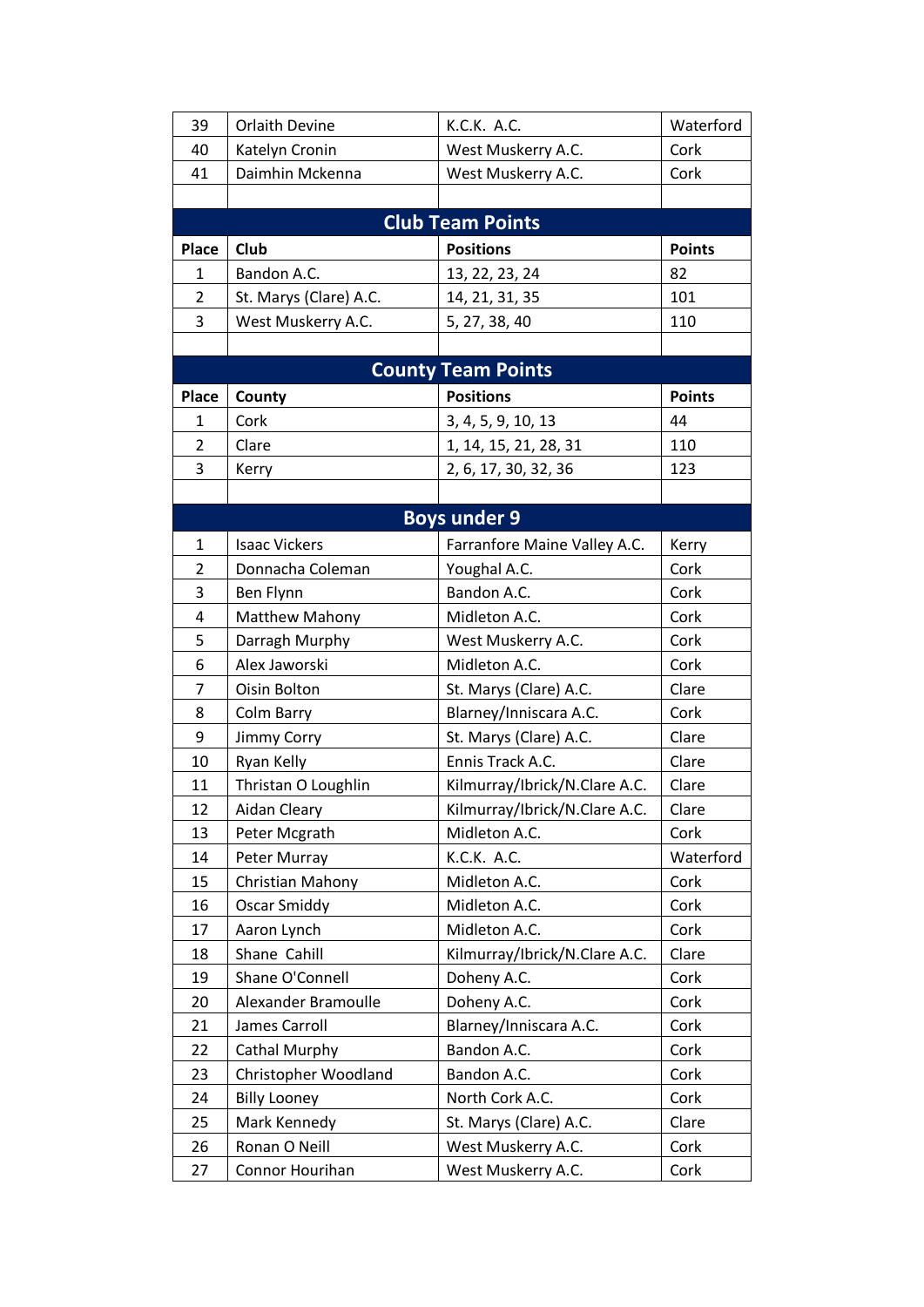| | | | |
|---|---|---|---|
| 39 | Orlaith Devine | K.C.K. A.C. | Waterford |
| 40 | Katelyn Cronin | West Muskerry A.C. | Cork |
| 41 | Daimhin Mckenna | West Muskerry A.C. | Cork |

## Club Team Points

| Place | Club | Positions | Points |
|---|---|---|---|
| 1 | Bandon A.C. | 13, 22, 23, 24 | 82 |
| 2 | St. Marys (Clare) A.C. | 14, 21, 31, 35 | 101 |
| 3 | West Muskerry A.C. | 5, 27, 38, 40 | 110 |

## County Team Points

| Place | County | Positions | Points |
|---|---|---|---|
| 1 | Cork | 3, 4, 5, 9, 10, 13 | 44 |
| 2 | Clare | 1, 14, 15, 21, 28, 31 | 110 |
| 3 | Kerry | 2, 6, 17, 30, 32, 36 | 123 |

## Boys under 9

| | | | |
|---|---|---|---|
| 1 | Isaac Vickers | Farranfore Maine Valley A.C. | Kerry |
| 2 | Donnacha Coleman | Youghal A.C. | Cork |
| 3 | Ben Flynn | Bandon A.C. | Cork |
| 4 | Matthew Mahony | Midleton A.C. | Cork |
| 5 | Darragh Murphy | West Muskerry A.C. | Cork |
| 6 | Alex Jaworski | Midleton A.C. | Cork |
| 7 | Oisin Bolton | St. Marys (Clare) A.C. | Clare |
| 8 | Colm Barry | Blarney/Inniscara A.C. | Cork |
| 9 | Jimmy Corry | St. Marys (Clare) A.C. | Clare |
| 10 | Ryan Kelly | Ennis Track A.C. | Clare |
| 11 | Thristan O Loughlin | Kilmurray/Ibrick/N.Clare A.C. | Clare |
| 12 | Aidan Cleary | Kilmurray/Ibrick/N.Clare A.C. | Clare |
| 13 | Peter Mcgrath | Midleton A.C. | Cork |
| 14 | Peter Murray | K.C.K. A.C. | Waterford |
| 15 | Christian Mahony | Midleton A.C. | Cork |
| 16 | Oscar Smiddy | Midleton A.C. | Cork |
| 17 | Aaron Lynch | Midleton A.C. | Cork |
| 18 | Shane Cahill | Kilmurray/Ibrick/N.Clare A.C. | Clare |
| 19 | Shane O'Connell | Doheny A.C. | Cork |
| 20 | Alexander Bramoulle | Doheny A.C. | Cork |
| 21 | James Carroll | Blarney/Inniscara A.C. | Cork |
| 22 | Cathal Murphy | Bandon A.C. | Cork |
| 23 | Christopher Woodland | Bandon A.C. | Cork |
| 24 | Billy Looney | North Cork A.C. | Cork |
| 25 | Mark Kennedy | St. Marys (Clare) A.C. | Clare |
| 26 | Ronan O Neill | West Muskerry A.C. | Cork |
| 27 | Connor Hourihan | West Muskerry A.C. | Cork |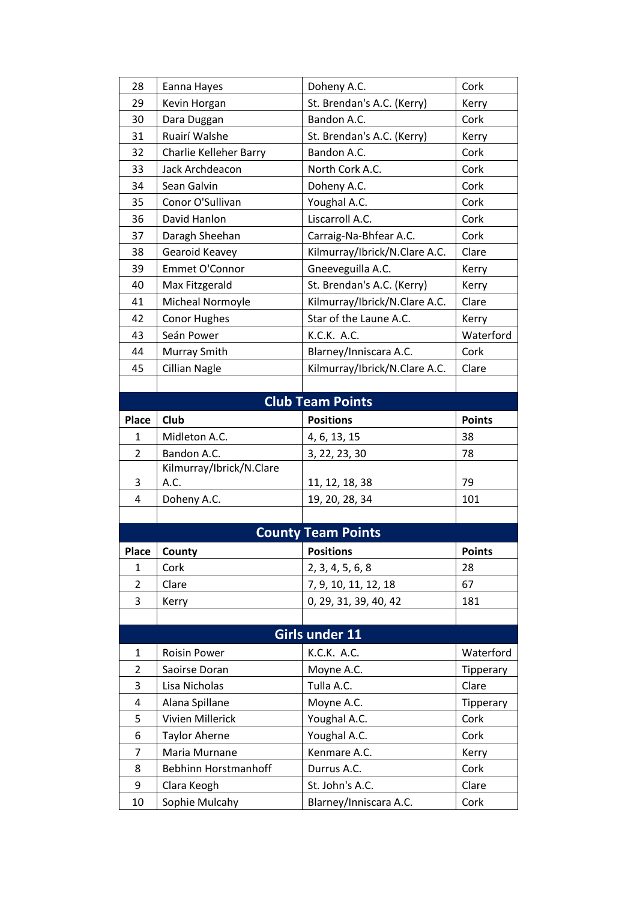| | | | |
|---|---|---|---|
| 28 | Eanna Hayes | Doheny A.C. | Cork |
| 29 | Kevin Horgan | St. Brendan's A.C. (Kerry) | Kerry |
| 30 | Dara Duggan | Bandon A.C. | Cork |
| 31 | Ruairí Walshe | St. Brendan's A.C. (Kerry) | Kerry |
| 32 | Charlie Kelleher Barry | Bandon A.C. | Cork |
| 33 | Jack Archdeacon | North Cork A.C. | Cork |
| 34 | Sean Galvin | Doheny A.C. | Cork |
| 35 | Conor O'Sullivan | Youghal A.C. | Cork |
| 36 | David Hanlon | Liscarroll A.C. | Cork |
| 37 | Daragh Sheehan | Carraig-Na-Bhfear A.C. | Cork |
| 38 | Gearoid Keavey | Kilmurray/Ibrick/N.Clare A.C. | Clare |
| 39 | Emmet O'Connor | Gneeveguilla A.C. | Kerry |
| 40 | Max Fitzgerald | St. Brendan's A.C. (Kerry) | Kerry |
| 41 | Micheal Normoyle | Kilmurray/Ibrick/N.Clare A.C. | Clare |
| 42 | Conor Hughes | Star of the Laune A.C. | Kerry |
| 43 | Seán Power | K.C.K. A.C. | Waterford |
| 44 | Murray Smith | Blarney/Inniscara A.C. | Cork |
| 45 | Cillian Nagle | Kilmurray/Ibrick/N.Clare A.C. | Clare |

## Club Team Points

| Place | Club | Positions | Points |
|---|---|---|---|
| 1 | Midleton A.C. | 4, 6, 13, 15 | 38 |
| 2 | Bandon A.C. | 3, 22, 23, 30 | 78 |
| 3 | Kilmurray/Ibrick/N.Clare A.C. | 11, 12, 18, 38 | 79 |
| 4 | Doheny A.C. | 19, 20, 28, 34 | 101 |

## County Team Points

| Place | County | Positions | Points |
|---|---|---|---|
| 1 | Cork | 2, 3, 4, 5, 6, 8 | 28 |
| 2 | Clare | 7, 9, 10, 11, 12, 18 | 67 |
| 3 | Kerry | 0, 29, 31, 39, 40, 42 | 181 |

## Girls under 11

| | | | |
|---|---|---|---|
| 1 | Roisin Power | K.C.K. A.C. | Waterford |
| 2 | Saoirse Doran | Moyne A.C. | Tipperary |
| 3 | Lisa Nicholas | Tulla A.C. | Clare |
| 4 | Alana Spillane | Moyne A.C. | Tipperary |
| 5 | Vivien Millerick | Youghal A.C. | Cork |
| 6 | Taylor Aherne | Youghal A.C. | Cork |
| 7 | Maria Murnane | Kenmare A.C. | Kerry |
| 8 | Bebhinn Horstmanhoff | Durrus A.C. | Cork |
| 9 | Clara Keogh | St. John's A.C. | Clare |
| 10 | Sophie Mulcahy | Blarney/Inniscara A.C. | Cork |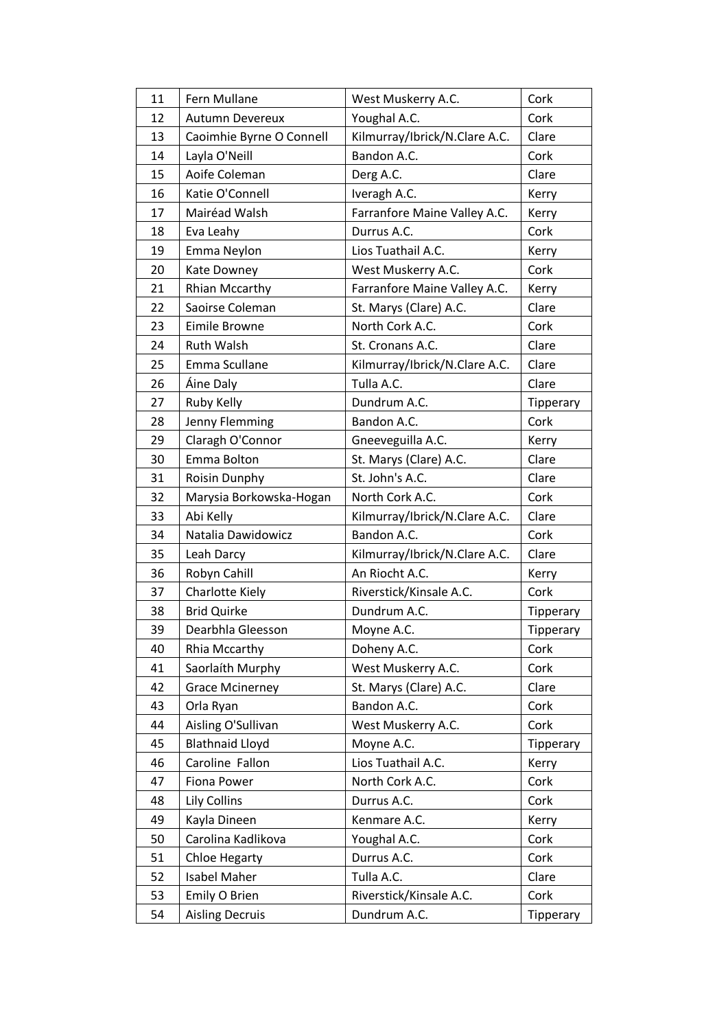| 11 | Fern Mullane | West Muskerry A.C. | Cork |
|---|---|---|---|
| 12 | Autumn Devereux | Youghal A.C. | Cork |
| 13 | Caoimhie Byrne O Connell | Kilmurray/Ibrick/N.Clare A.C. | Clare |
| 14 | Layla O'Neill | Bandon A.C. | Cork |
| 15 | Aoife Coleman | Derg A.C. | Clare |
| 16 | Katie O'Connell | Iveragh A.C. | Kerry |
| 17 | Mairéad Walsh | Farranfore Maine Valley A.C. | Kerry |
| 18 | Eva Leahy | Durrus A.C. | Cork |
| 19 | Emma Neylon | Lios Tuathail A.C. | Kerry |
| 20 | Kate Downey | West Muskerry A.C. | Cork |
| 21 | Rhian Mccarthy | Farranfore Maine Valley A.C. | Kerry |
| 22 | Saoirse Coleman | St. Marys (Clare) A.C. | Clare |
| 23 | Eimile Browne | North Cork A.C. | Cork |
| 24 | Ruth Walsh | St. Cronans A.C. | Clare |
| 25 | Emma Scullane | Kilmurray/Ibrick/N.Clare A.C. | Clare |
| 26 | Áine Daly | Tulla A.C. | Clare |
| 27 | Ruby Kelly | Dundrum A.C. | Tipperary |
| 28 | Jenny Flemming | Bandon A.C. | Cork |
| 29 | Claragh O'Connor | Gneeveguilla A.C. | Kerry |
| 30 | Emma Bolton | St. Marys (Clare) A.C. | Clare |
| 31 | Roisin Dunphy | St. John's A.C. | Clare |
| 32 | Marysia Borkowska-Hogan | North Cork A.C. | Cork |
| 33 | Abi Kelly | Kilmurray/Ibrick/N.Clare A.C. | Clare |
| 34 | Natalia Dawidowicz | Bandon A.C. | Cork |
| 35 | Leah Darcy | Kilmurray/Ibrick/N.Clare A.C. | Clare |
| 36 | Robyn Cahill | An Riocht A.C. | Kerry |
| 37 | Charlotte Kiely | Riverstick/Kinsale A.C. | Cork |
| 38 | Brid Quirke | Dundrum A.C. | Tipperary |
| 39 | Dearbhla Gleesson | Moyne A.C. | Tipperary |
| 40 | Rhia Mccarthy | Doheny A.C. | Cork |
| 41 | Saorlaíth Murphy | West Muskerry A.C. | Cork |
| 42 | Grace Mcinerney | St. Marys (Clare) A.C. | Clare |
| 43 | Orla Ryan | Bandon A.C. | Cork |
| 44 | Aisling O'Sullivan | West Muskerry A.C. | Cork |
| 45 | Blathnaid Lloyd | Moyne A.C. | Tipperary |
| 46 | Caroline Fallon | Lios Tuathail A.C. | Kerry |
| 47 | Fiona Power | North Cork A.C. | Cork |
| 48 | Lily Collins | Durrus A.C. | Cork |
| 49 | Kayla Dineen | Kenmare A.C. | Kerry |
| 50 | Carolina Kadlikova | Youghal A.C. | Cork |
| 51 | Chloe Hegarty | Durrus A.C. | Cork |
| 52 | Isabel Maher | Tulla A.C. | Clare |
| 53 | Emily O Brien | Riverstick/Kinsale A.C. | Cork |
| 54 | Aisling Decruis | Dundrum A.C. | Tipperary |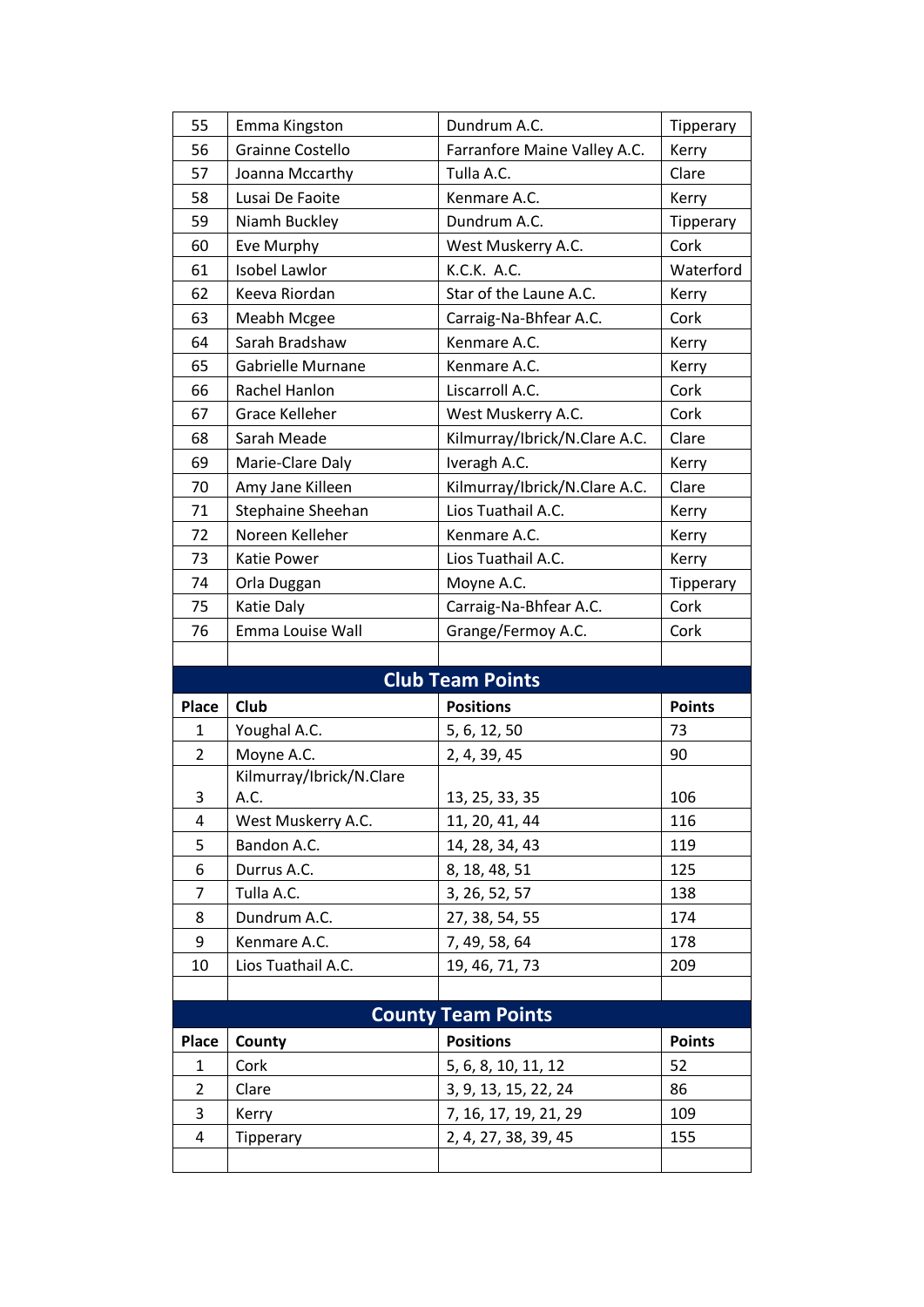| 55 | Emma Kingston | Dundrum A.C. | Tipperary |
|---|---|---|---|
| 56 | Grainne Costello | Farranfore Maine Valley A.C. | Kerry |
| 57 | Joanna Mccarthy | Tulla A.C. | Clare |
| 58 | Lusai De Faoite | Kenmare A.C. | Kerry |
| 59 | Niamh Buckley | Dundrum A.C. | Tipperary |
| 60 | Eve Murphy | West Muskerry A.C. | Cork |
| 61 | Isobel Lawlor | K.C.K. A.C. | Waterford |
| 62 | Keeva Riordan | Star of the Laune A.C. | Kerry |
| 63 | Meabh Mcgee | Carraig-Na-Bhfear A.C. | Cork |
| 64 | Sarah Bradshaw | Kenmare A.C. | Kerry |
| 65 | Gabrielle Murnane | Kenmare A.C. | Kerry |
| 66 | Rachel Hanlon | Liscarroll A.C. | Cork |
| 67 | Grace Kelleher | West Muskerry A.C. | Cork |
| 68 | Sarah Meade | Kilmurray/Ibrick/N.Clare A.C. | Clare |
| 69 | Marie-Clare Daly | Iveragh A.C. | Kerry |
| 70 | Amy Jane Killeen | Kilmurray/Ibrick/N.Clare A.C. | Clare |
| 71 | Stephaine Sheehan | Lios Tuathail A.C. | Kerry |
| 72 | Noreen Kelleher | Kenmare A.C. | Kerry |
| 73 | Katie Power | Lios Tuathail A.C. | Kerry |
| 74 | Orla Duggan | Moyne A.C. | Tipperary |
| 75 | Katie Daly | Carraig-Na-Bhfear A.C. | Cork |
| 76 | Emma Louise Wall | Grange/Fermoy A.C. | Cork |

## Club Team Points

| Place | Club | Positions | Points |
|---|---|---|---|
| 1 | Youghal A.C. | 5, 6, 12, 50 | 73 |
| 2 | Moyne A.C. | 2, 4, 39, 45 | 90 |
| 3 | Kilmurray/Ibrick/N.Clare A.C. | 13, 25, 33, 35 | 106 |
| 4 | West Muskerry A.C. | 11, 20, 41, 44 | 116 |
| 5 | Bandon A.C. | 14, 28, 34, 43 | 119 |
| 6 | Durrus A.C. | 8, 18, 48, 51 | 125 |
| 7 | Tulla A.C. | 3, 26, 52, 57 | 138 |
| 8 | Dundrum A.C. | 27, 38, 54, 55 | 174 |
| 9 | Kenmare A.C. | 7, 49, 58, 64 | 178 |
| 10 | Lios Tuathail A.C. | 19, 46, 71, 73 | 209 |

## County Team Points

| Place | County | Positions | Points |
|---|---|---|---|
| 1 | Cork | 5, 6, 8, 10, 11, 12 | 52 |
| 2 | Clare | 3, 9, 13, 15, 22, 24 | 86 |
| 3 | Kerry | 7, 16, 17, 19, 21, 29 | 109 |
| 4 | Tipperary | 2, 4, 27, 38, 39, 45 | 155 |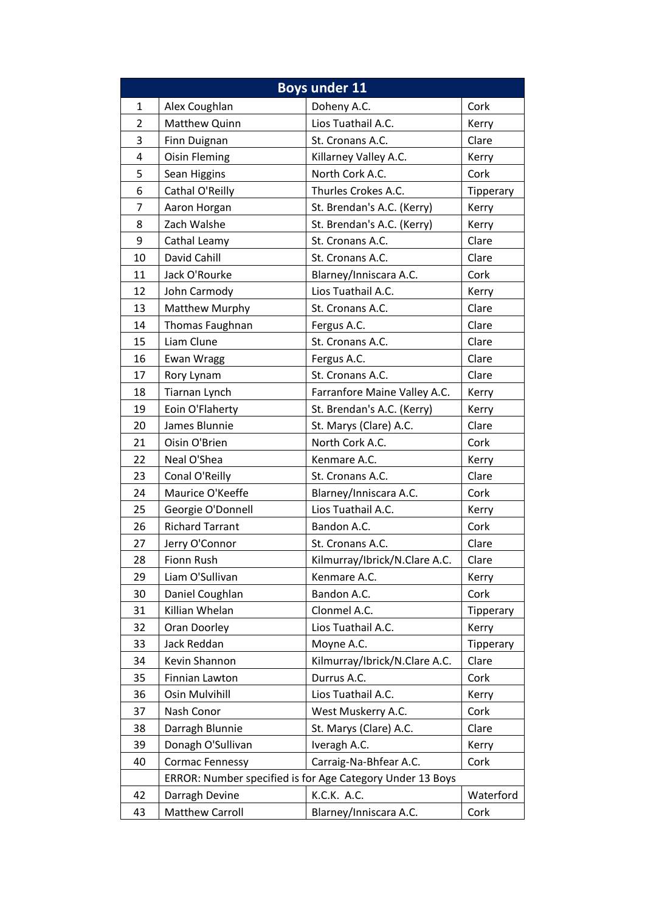| Boys under 11 | | | |
|---|---|---|---|
| 1 | Alex Coughlan | Doheny A.C. | Cork |
| 2 | Matthew Quinn | Lios Tuathail A.C. | Kerry |
| 3 | Finn Duignan | St. Cronans A.C. | Clare |
| 4 | Oisin Fleming | Killarney Valley A.C. | Kerry |
| 5 | Sean Higgins | North Cork A.C. | Cork |
| 6 | Cathal O'Reilly | Thurles Crokes A.C. | Tipperary |
| 7 | Aaron Horgan | St. Brendan's A.C. (Kerry) | Kerry |
| 8 | Zach Walshe | St. Brendan's A.C. (Kerry) | Kerry |
| 9 | Cathal Leamy | St. Cronans A.C. | Clare |
| 10 | David Cahill | St. Cronans A.C. | Clare |
| 11 | Jack O'Rourke | Blarney/Inniscara A.C. | Cork |
| 12 | John Carmody | Lios Tuathail A.C. | Kerry |
| 13 | Matthew Murphy | St. Cronans A.C. | Clare |
| 14 | Thomas Faughnan | Fergus A.C. | Clare |
| 15 | Liam Clune | St. Cronans A.C. | Clare |
| 16 | Ewan Wragg | Fergus A.C. | Clare |
| 17 | Rory Lynam | St. Cronans A.C. | Clare |
| 18 | Tiarnan Lynch | Farranfore Maine Valley A.C. | Kerry |
| 19 | Eoin O'Flaherty | St. Brendan's A.C. (Kerry) | Kerry |
| 20 | James Blunnie | St. Marys (Clare) A.C. | Clare |
| 21 | Oisin O'Brien | North Cork A.C. | Cork |
| 22 | Neal O'Shea | Kenmare A.C. | Kerry |
| 23 | Conal O'Reilly | St. Cronans A.C. | Clare |
| 24 | Maurice O'Keeffe | Blarney/Inniscara A.C. | Cork |
| 25 | Georgie O'Donnell | Lios Tuathail A.C. | Kerry |
| 26 | Richard Tarrant | Bandon A.C. | Cork |
| 27 | Jerry O'Connor | St. Cronans A.C. | Clare |
| 28 | Fionn Rush | Kilmurray/Ibrick/N.Clare A.C. | Clare |
| 29 | Liam O'Sullivan | Kenmare A.C. | Kerry |
| 30 | Daniel Coughlan | Bandon A.C. | Cork |
| 31 | Killian Whelan | Clonmel A.C. | Tipperary |
| 32 | Oran Doorley | Lios Tuathail A.C. | Kerry |
| 33 | Jack Reddan | Moyne A.C. | Tipperary |
| 34 | Kevin Shannon | Kilmurray/Ibrick/N.Clare A.C. | Clare |
| 35 | Finnian Lawton | Durrus A.C. | Cork |
| 36 | Osin Mulvihill | Lios Tuathail A.C. | Kerry |
| 37 | Nash Conor | West Muskerry A.C. | Cork |
| 38 | Darragh Blunnie | St. Marys (Clare) A.C. | Clare |
| 39 | Donagh O'Sullivan | Iveragh A.C. | Kerry |
| 40 | Cormac Fennessy | Carraig-Na-Bhfear A.C. | Cork |
| | ERROR: Number specified is for Age Category Under 13 Boys | | |
| 42 | Darragh Devine | K.C.K. A.C. | Waterford |
| 43 | Matthew Carroll | Blarney/Inniscara A.C. | Cork |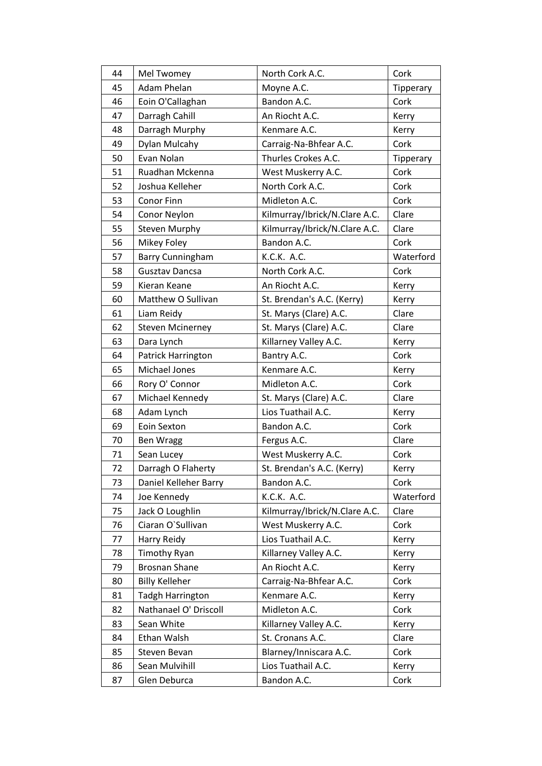| 44 | Mel Twomey | North Cork A.C. | Cork |
|---|---|---|---|
| 45 | Adam Phelan | Moyne A.C. | Tipperary |
| 46 | Eoin O'Callaghan | Bandon A.C. | Cork |
| 47 | Darragh Cahill | An Riocht A.C. | Kerry |
| 48 | Darragh Murphy | Kenmare A.C. | Kerry |
| 49 | Dylan Mulcahy | Carraig-Na-Bhfear A.C. | Cork |
| 50 | Evan Nolan | Thurles Crokes A.C. | Tipperary |
| 51 | Ruadhan Mckenna | West Muskerry A.C. | Cork |
| 52 | Joshua Kelleher | North Cork A.C. | Cork |
| 53 | Conor Finn | Midleton A.C. | Cork |
| 54 | Conor Neylon | Kilmurray/Ibrick/N.Clare A.C. | Clare |
| 55 | Steven Murphy | Kilmurray/Ibrick/N.Clare A.C. | Clare |
| 56 | Mikey Foley | Bandon A.C. | Cork |
| 57 | Barry Cunningham | K.C.K. A.C. | Waterford |
| 58 | Gusztav Dancsa | North Cork A.C. | Cork |
| 59 | Kieran Keane | An Riocht A.C. | Kerry |
| 60 | Matthew O Sullivan | St. Brendan's A.C. (Kerry) | Kerry |
| 61 | Liam Reidy | St. Marys (Clare) A.C. | Clare |
| 62 | Steven Mcinerney | St. Marys (Clare) A.C. | Clare |
| 63 | Dara Lynch | Killarney Valley A.C. | Kerry |
| 64 | Patrick Harrington | Bantry A.C. | Cork |
| 65 | Michael Jones | Kenmare A.C. | Kerry |
| 66 | Rory O' Connor | Midleton A.C. | Cork |
| 67 | Michael Kennedy | St. Marys (Clare) A.C. | Clare |
| 68 | Adam Lynch | Lios Tuathail A.C. | Kerry |
| 69 | Eoin Sexton | Bandon A.C. | Cork |
| 70 | Ben Wragg | Fergus A.C. | Clare |
| 71 | Sean Lucey | West Muskerry A.C. | Cork |
| 72 | Darragh O Flaherty | St. Brendan's A.C. (Kerry) | Kerry |
| 73 | Daniel Kelleher Barry | Bandon A.C. | Cork |
| 74 | Joe Kennedy | K.C.K. A.C. | Waterford |
| 75 | Jack O Loughlin | Kilmurray/Ibrick/N.Clare A.C. | Clare |
| 76 | Ciaran O`Sullivan | West Muskerry A.C. | Cork |
| 77 | Harry Reidy | Lios Tuathail A.C. | Kerry |
| 78 | Timothy Ryan | Killarney Valley A.C. | Kerry |
| 79 | Brosnan Shane | An Riocht A.C. | Kerry |
| 80 | Billy Kelleher | Carraig-Na-Bhfear A.C. | Cork |
| 81 | Tadgh Harrington | Kenmare A.C. | Kerry |
| 82 | Nathanael O' Driscoll | Midleton A.C. | Cork |
| 83 | Sean White | Killarney Valley A.C. | Kerry |
| 84 | Ethan Walsh | St. Cronans A.C. | Clare |
| 85 | Steven Bevan | Blarney/Inniscara A.C. | Cork |
| 86 | Sean Mulvihill | Lios Tuathail A.C. | Kerry |
| 87 | Glen Deburca | Bandon A.C. | Cork |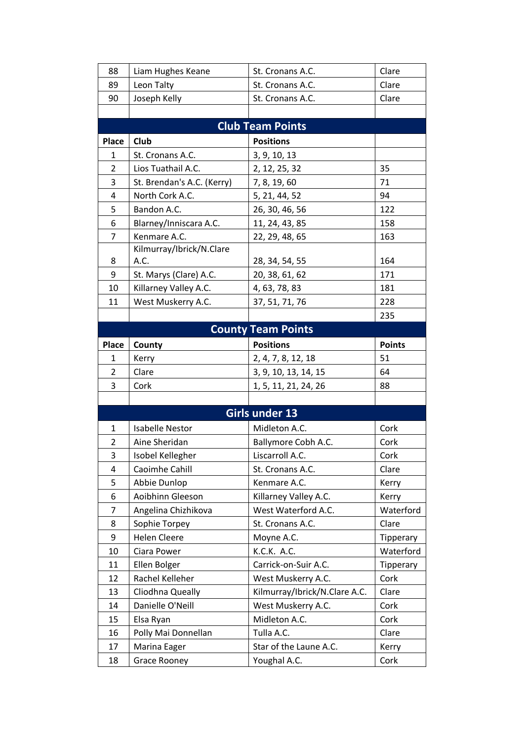| | | | |
|---|---|---|---|
| 88 | Liam Hughes Keane | St. Cronans A.C. | Clare |
| 89 | Leon Talty | St. Cronans A.C. | Clare |
| 90 | Joseph Kelly | St. Cronans A.C. | Clare |

## Club Team Points

| Place | Club | Positions | |
|---|---|---|---|
| 1 | St. Cronans A.C. | 3, 9, 10, 13 | |
| 2 | Lios Tuathail A.C. | 2, 12, 25, 32 | 35 |
| 3 | St. Brendan's A.C. (Kerry) | 7, 8, 19, 60 | 71 |
| 4 | North Cork A.C. | 5, 21, 44, 52 | 94 |
| 5 | Bandon A.C. | 26, 30, 46, 56 | 122 |
| 6 | Blarney/Inniscara A.C. | 11, 24, 43, 85 | 158 |
| 7 | Kenmare A.C. | 22, 29, 48, 65 | 163 |
| 8 | Kilmurray/Ibrick/N.Clare A.C. | 28, 34, 54, 55 | 164 |
| 9 | St. Marys (Clare) A.C. | 20, 38, 61, 62 | 171 |
| 10 | Killarney Valley A.C. | 4, 63, 78, 83 | 181 |
| 11 | West Muskerry A.C. | 37, 51, 71, 76 | 228 |
| | | | 235 |

## County Team Points

| Place | County | Positions | Points |
|---|---|---|---|
| 1 | Kerry | 2, 4, 7, 8, 12, 18 | 51 |
| 2 | Clare | 3, 9, 10, 13, 14, 15 | 64 |
| 3 | Cork | 1, 5, 11, 21, 24, 26 | 88 |

## Girls under 13

| | | | |
|---|---|---|---|
| 1 | Isabelle Nestor | Midleton A.C. | Cork |
| 2 | Aine Sheridan | Ballymore Cobh A.C. | Cork |
| 3 | Isobel Kellegher | Liscarroll A.C. | Cork |
| 4 | Caoimhe Cahill | St. Cronans A.C. | Clare |
| 5 | Abbie Dunlop | Kenmare A.C. | Kerry |
| 6 | Aoibhinn Gleeson | Killarney Valley A.C. | Kerry |
| 7 | Angelina Chizhikova | West Waterford A.C. | Waterford |
| 8 | Sophie Torpey | St. Cronans A.C. | Clare |
| 9 | Helen Cleere | Moyne A.C. | Tipperary |
| 10 | Ciara Power | K.C.K. A.C. | Waterford |
| 11 | Ellen Bolger | Carrick-on-Suir A.C. | Tipperary |
| 12 | Rachel Kelleher | West Muskerry A.C. | Cork |
| 13 | Cliodhna Queally | Kilmurray/Ibrick/N.Clare A.C. | Clare |
| 14 | Danielle O'Neill | West Muskerry A.C. | Cork |
| 15 | Elsa Ryan | Midleton A.C. | Cork |
| 16 | Polly Mai Donnellan | Tulla A.C. | Clare |
| 17 | Marina Eager | Star of the Laune A.C. | Kerry |
| 18 | Grace Rooney | Youghal A.C. | Cork |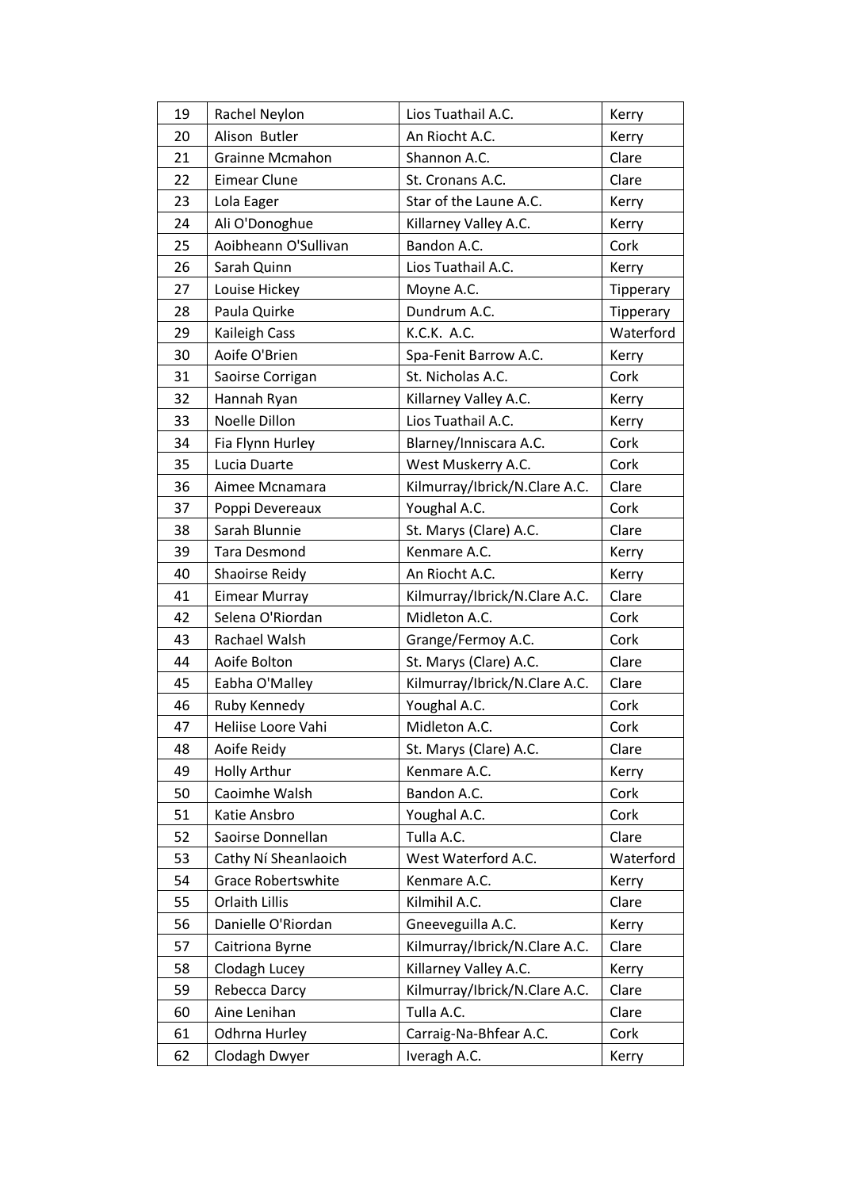| 19 | Rachel Neylon | Lios Tuathail A.C. | Kerry |
|---|---|---|---|
| 20 | Alison  Butler | An Riocht A.C. | Kerry |
| 21 | Grainne Mcmahon | Shannon A.C. | Clare |
| 22 | Eimear Clune | St. Cronans A.C. | Clare |
| 23 | Lola Eager | Star of the Laune A.C. | Kerry |
| 24 | Ali O'Donoghue | Killarney Valley A.C. | Kerry |
| 25 | Aoibheann O'Sullivan | Bandon A.C. | Cork |
| 26 | Sarah Quinn | Lios Tuathail A.C. | Kerry |
| 27 | Louise Hickey | Moyne A.C. | Tipperary |
| 28 | Paula Quirke | Dundrum A.C. | Tipperary |
| 29 | Kaileigh Cass | K.C.K.  A.C. | Waterford |
| 30 | Aoife O'Brien | Spa-Fenit Barrow A.C. | Kerry |
| 31 | Saoirse Corrigan | St. Nicholas A.C. | Cork |
| 32 | Hannah Ryan | Killarney Valley A.C. | Kerry |
| 33 | Noelle Dillon | Lios Tuathail A.C. | Kerry |
| 34 | Fia Flynn Hurley | Blarney/Inniscara A.C. | Cork |
| 35 | Lucia Duarte | West Muskerry A.C. | Cork |
| 36 | Aimee Mcnamara | Kilmurray/Ibrick/N.Clare A.C. | Clare |
| 37 | Poppi Devereaux | Youghal A.C. | Cork |
| 38 | Sarah Blunnie | St. Marys (Clare) A.C. | Clare |
| 39 | Tara Desmond | Kenmare A.C. | Kerry |
| 40 | Shaoirse Reidy | An Riocht A.C. | Kerry |
| 41 | Eimear Murray | Kilmurray/Ibrick/N.Clare A.C. | Clare |
| 42 | Selena O'Riordan | Midleton A.C. | Cork |
| 43 | Rachael Walsh | Grange/Fermoy A.C. | Cork |
| 44 | Aoife Bolton | St. Marys (Clare) A.C. | Clare |
| 45 | Eabha O'Malley | Kilmurray/Ibrick/N.Clare A.C. | Clare |
| 46 | Ruby Kennedy | Youghal A.C. | Cork |
| 47 | Heliise Loore Vahi | Midleton A.C. | Cork |
| 48 | Aoife Reidy | St. Marys (Clare) A.C. | Clare |
| 49 | Holly Arthur | Kenmare A.C. | Kerry |
| 50 | Caoimhe Walsh | Bandon A.C. | Cork |
| 51 | Katie Ansbro | Youghal A.C. | Cork |
| 52 | Saoirse Donnellan | Tulla A.C. | Clare |
| 53 | Cathy Ní Sheanlaoich | West Waterford A.C. | Waterford |
| 54 | Grace Robertswhite | Kenmare A.C. | Kerry |
| 55 | Orlaith Lillis | Kilmihil A.C. | Clare |
| 56 | Danielle O'Riordan | Gneeveguilla A.C. | Kerry |
| 57 | Caitriona Byrne | Kilmurray/Ibrick/N.Clare A.C. | Clare |
| 58 | Clodagh Lucey | Killarney Valley A.C. | Kerry |
| 59 | Rebecca Darcy | Kilmurray/Ibrick/N.Clare A.C. | Clare |
| 60 | Aine Lenihan | Tulla A.C. | Clare |
| 61 | Odhrna Hurley | Carraig-Na-Bhfear A.C. | Cork |
| 62 | Clodagh Dwyer | Iveragh A.C. | Kerry |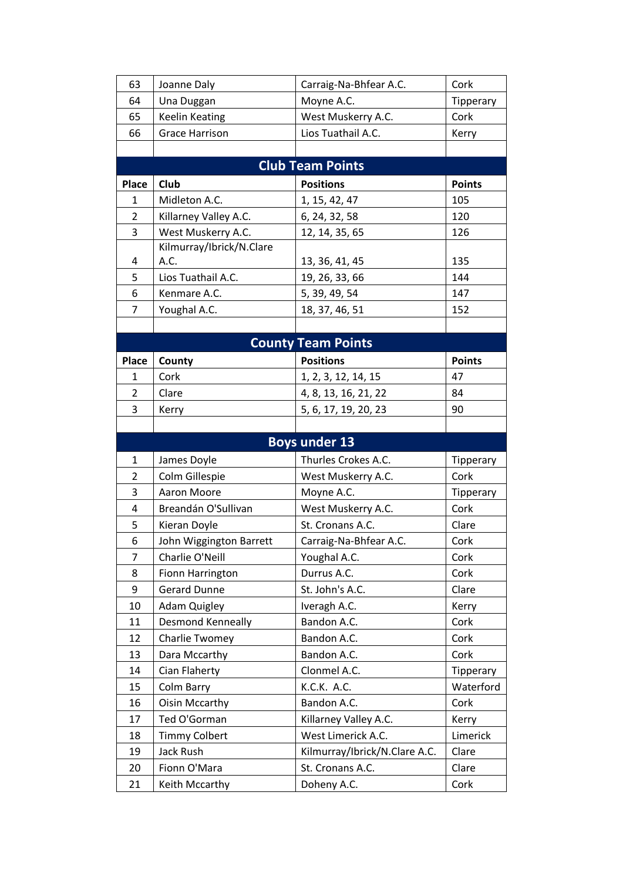| 63 | Joanne Daly | Carraig-Na-Bhfear A.C. | Cork |
|---|---|---|---|
| 64 | Una Duggan | Moyne A.C. | Tipperary |
| 65 | Keelin Keating | West Muskerry A.C. | Cork |
| 66 | Grace Harrison | Lios Tuathail A.C. | Kerry |

## Club Team Points

| Place | Club | Positions | Points |
|---|---|---|---|
| 1 | Midleton A.C. | 1, 15, 42, 47 | 105 |
| 2 | Killarney Valley A.C. | 6, 24, 32, 58 | 120 |
| 3 | West Muskerry A.C. | 12, 14, 35, 65 | 126 |
| 4 | Kilmurray/Ibrick/N.Clare A.C. | 13, 36, 41, 45 | 135 |
| 5 | Lios Tuathail A.C. | 19, 26, 33, 66 | 144 |
| 6 | Kenmare A.C. | 5, 39, 49, 54 | 147 |
| 7 | Youghal A.C. | 18, 37, 46, 51 | 152 |

## County Team Points

| Place | County | Positions | Points |
|---|---|---|---|
| 1 | Cork | 1, 2, 3, 12, 14, 15 | 47 |
| 2 | Clare | 4, 8, 13, 16, 21, 22 | 84 |
| 3 | Kerry | 5, 6, 17, 19, 20, 23 | 90 |

## Boys under 13

| | | | |
|---|---|---|---|
| 1 | James Doyle | Thurles Crokes A.C. | Tipperary |
| 2 | Colm Gillespie | West Muskerry A.C. | Cork |
| 3 | Aaron Moore | Moyne A.C. | Tipperary |
| 4 | Breandán O'Sullivan | West Muskerry A.C. | Cork |
| 5 | Kieran Doyle | St. Cronans A.C. | Clare |
| 6 | John Wiggington Barrett | Carraig-Na-Bhfear A.C. | Cork |
| 7 | Charlie O'Neill | Youghal A.C. | Cork |
| 8 | Fionn Harrington | Durrus A.C. | Cork |
| 9 | Gerard Dunne | St. John's A.C. | Clare |
| 10 | Adam Quigley | Iveragh A.C. | Kerry |
| 11 | Desmond Kenneally | Bandon A.C. | Cork |
| 12 | Charlie Twomey | Bandon A.C. | Cork |
| 13 | Dara Mccarthy | Bandon A.C. | Cork |
| 14 | Cian Flaherty | Clonmel A.C. | Tipperary |
| 15 | Colm Barry | K.C.K. A.C. | Waterford |
| 16 | Oisin Mccarthy | Bandon A.C. | Cork |
| 17 | Ted O'Gorman | Killarney Valley A.C. | Kerry |
| 18 | Timmy Colbert | West Limerick A.C. | Limerick |
| 19 | Jack Rush | Kilmurray/Ibrick/N.Clare A.C. | Clare |
| 20 | Fionn O'Mara | St. Cronans A.C. | Clare |
| 21 | Keith Mccarthy | Doheny A.C. | Cork |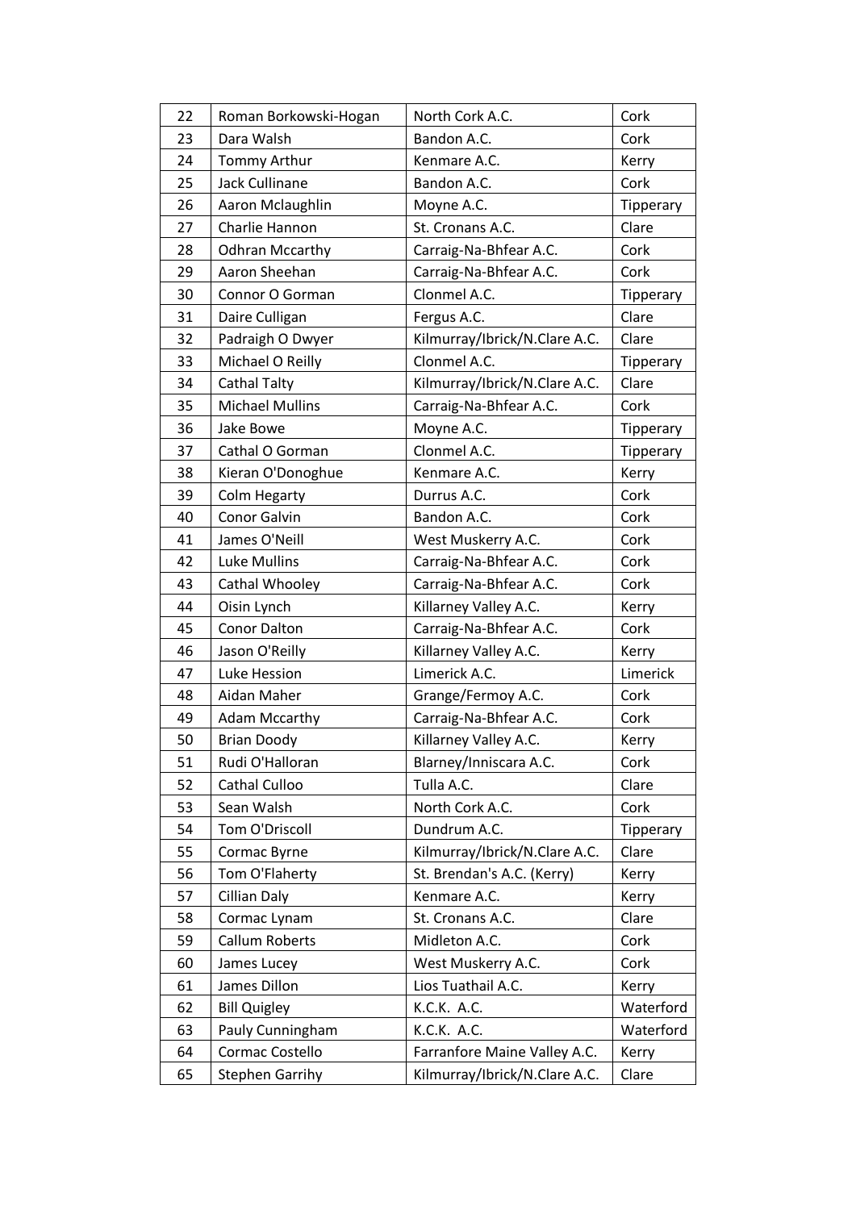| 22 | Roman Borkowski-Hogan | North Cork A.C. | Cork |
|---|---|---|---|
| 23 | Dara Walsh | Bandon A.C. | Cork |
| 24 | Tommy Arthur | Kenmare A.C. | Kerry |
| 25 | Jack Cullinane | Bandon A.C. | Cork |
| 26 | Aaron Mclaughlin | Moyne A.C. | Tipperary |
| 27 | Charlie Hannon | St. Cronans A.C. | Clare |
| 28 | Odhran Mccarthy | Carraig-Na-Bhfear A.C. | Cork |
| 29 | Aaron Sheehan | Carraig-Na-Bhfear A.C. | Cork |
| 30 | Connor O Gorman | Clonmel A.C. | Tipperary |
| 31 | Daire Culligan | Fergus A.C. | Clare |
| 32 | Padraigh O Dwyer | Kilmurray/Ibrick/N.Clare A.C. | Clare |
| 33 | Michael O Reilly | Clonmel A.C. | Tipperary |
| 34 | Cathal Talty | Kilmurray/Ibrick/N.Clare A.C. | Clare |
| 35 | Michael Mullins | Carraig-Na-Bhfear A.C. | Cork |
| 36 | Jake Bowe | Moyne A.C. | Tipperary |
| 37 | Cathal O Gorman | Clonmel A.C. | Tipperary |
| 38 | Kieran O'Donoghue | Kenmare A.C. | Kerry |
| 39 | Colm Hegarty | Durrus A.C. | Cork |
| 40 | Conor Galvin | Bandon A.C. | Cork |
| 41 | James O'Neill | West Muskerry A.C. | Cork |
| 42 | Luke Mullins | Carraig-Na-Bhfear A.C. | Cork |
| 43 | Cathal Whooley | Carraig-Na-Bhfear A.C. | Cork |
| 44 | Oisin Lynch | Killarney Valley A.C. | Kerry |
| 45 | Conor Dalton | Carraig-Na-Bhfear A.C. | Cork |
| 46 | Jason O'Reilly | Killarney Valley A.C. | Kerry |
| 47 | Luke Hession | Limerick A.C. | Limerick |
| 48 | Aidan Maher | Grange/Fermoy A.C. | Cork |
| 49 | Adam Mccarthy | Carraig-Na-Bhfear A.C. | Cork |
| 50 | Brian Doody | Killarney Valley A.C. | Kerry |
| 51 | Rudi O'Halloran | Blarney/Inniscara A.C. | Cork |
| 52 | Cathal Culloo | Tulla A.C. | Clare |
| 53 | Sean Walsh | North Cork A.C. | Cork |
| 54 | Tom O'Driscoll | Dundrum A.C. | Tipperary |
| 55 | Cormac Byrne | Kilmurray/Ibrick/N.Clare A.C. | Clare |
| 56 | Tom O'Flaherty | St. Brendan's A.C. (Kerry) | Kerry |
| 57 | Cillian Daly | Kenmare A.C. | Kerry |
| 58 | Cormac Lynam | St. Cronans A.C. | Clare |
| 59 | Callum Roberts | Midleton A.C. | Cork |
| 60 | James Lucey | West Muskerry A.C. | Cork |
| 61 | James Dillon | Lios Tuathail A.C. | Kerry |
| 62 | Bill Quigley | K.C.K. A.C. | Waterford |
| 63 | Pauly Cunningham | K.C.K. A.C. | Waterford |
| 64 | Cormac Costello | Farranfore Maine Valley A.C. | Kerry |
| 65 | Stephen Garrihy | Kilmurray/Ibrick/N.Clare A.C. | Clare |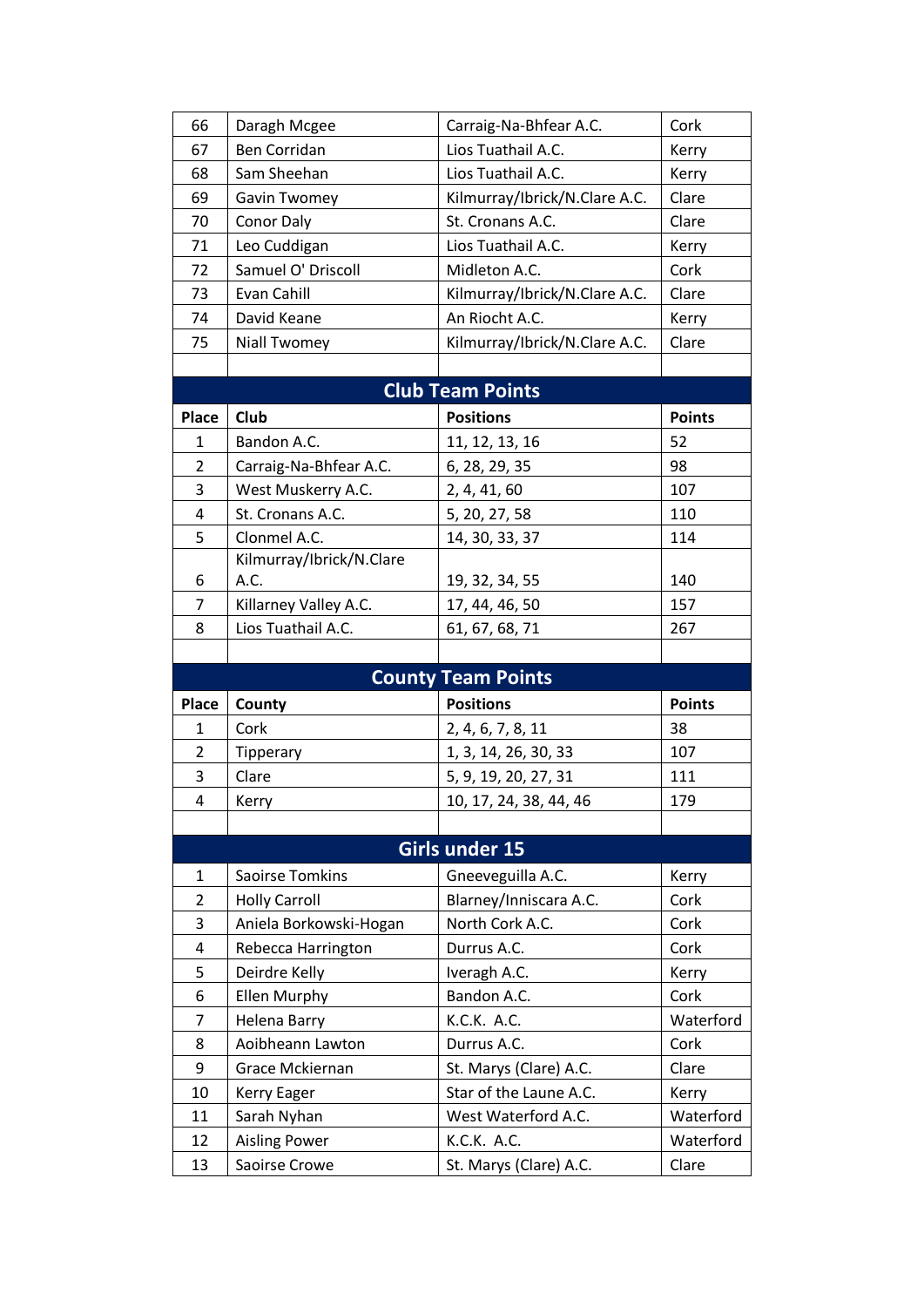| | | | |
|---|---|---|---|
| 66 | Daragh Mcgee | Carraig-Na-Bhfear A.C. | Cork |
| 67 | Ben Corridan | Lios Tuathail A.C. | Kerry |
| 68 | Sam Sheehan | Lios Tuathail A.C. | Kerry |
| 69 | Gavin Twomey | Kilmurray/Ibrick/N.Clare A.C. | Clare |
| 70 | Conor Daly | St. Cronans A.C. | Clare |
| 71 | Leo Cuddigan | Lios Tuathail A.C. | Kerry |
| 72 | Samuel O' Driscoll | Midleton A.C. | Cork |
| 73 | Evan Cahill | Kilmurray/Ibrick/N.Clare A.C. | Clare |
| 74 | David Keane | An Riocht A.C. | Kerry |
| 75 | Niall Twomey | Kilmurray/Ibrick/N.Clare A.C. | Clare |

## Club Team Points

| Place | Club | Positions | Points |
|---|---|---|---|
| 1 | Bandon A.C. | 11, 12, 13, 16 | 52 |
| 2 | Carraig-Na-Bhfear A.C. | 6, 28, 29, 35 | 98 |
| 3 | West Muskerry A.C. | 2, 4, 41, 60 | 107 |
| 4 | St. Cronans A.C. | 5, 20, 27, 58 | 110 |
| 5 | Clonmel A.C. | 14, 30, 33, 37 | 114 |
| 6 | Kilmurray/Ibrick/N.Clare A.C. | 19, 32, 34, 55 | 140 |
| 7 | Killarney Valley A.C. | 17, 44, 46, 50 | 157 |
| 8 | Lios Tuathail A.C. | 61, 67, 68, 71 | 267 |

## County Team Points

| Place | County | Positions | Points |
|---|---|---|---|
| 1 | Cork | 2, 4, 6, 7, 8, 11 | 38 |
| 2 | Tipperary | 1, 3, 14, 26, 30, 33 | 107 |
| 3 | Clare | 5, 9, 19, 20, 27, 31 | 111 |
| 4 | Kerry | 10, 17, 24, 38, 44, 46 | 179 |

## Girls under 15

| | | | |
|---|---|---|---|
| 1 | Saoirse Tomkins | Gneeveguilla A.C. | Kerry |
| 2 | Holly Carroll | Blarney/Inniscara A.C. | Cork |
| 3 | Aniela Borkowski-Hogan | North Cork A.C. | Cork |
| 4 | Rebecca Harrington | Durrus A.C. | Cork |
| 5 | Deirdre Kelly | Iveragh A.C. | Kerry |
| 6 | Ellen Murphy | Bandon A.C. | Cork |
| 7 | Helena Barry | K.C.K. A.C. | Waterford |
| 8 | Aoibheann Lawton | Durrus A.C. | Cork |
| 9 | Grace Mckiernan | St. Marys (Clare) A.C. | Clare |
| 10 | Kerry Eager | Star of the Laune A.C. | Kerry |
| 11 | Sarah Nyhan | West Waterford A.C. | Waterford |
| 12 | Aisling Power | K.C.K. A.C. | Waterford |
| 13 | Saoirse Crowe | St. Marys (Clare) A.C. | Clare |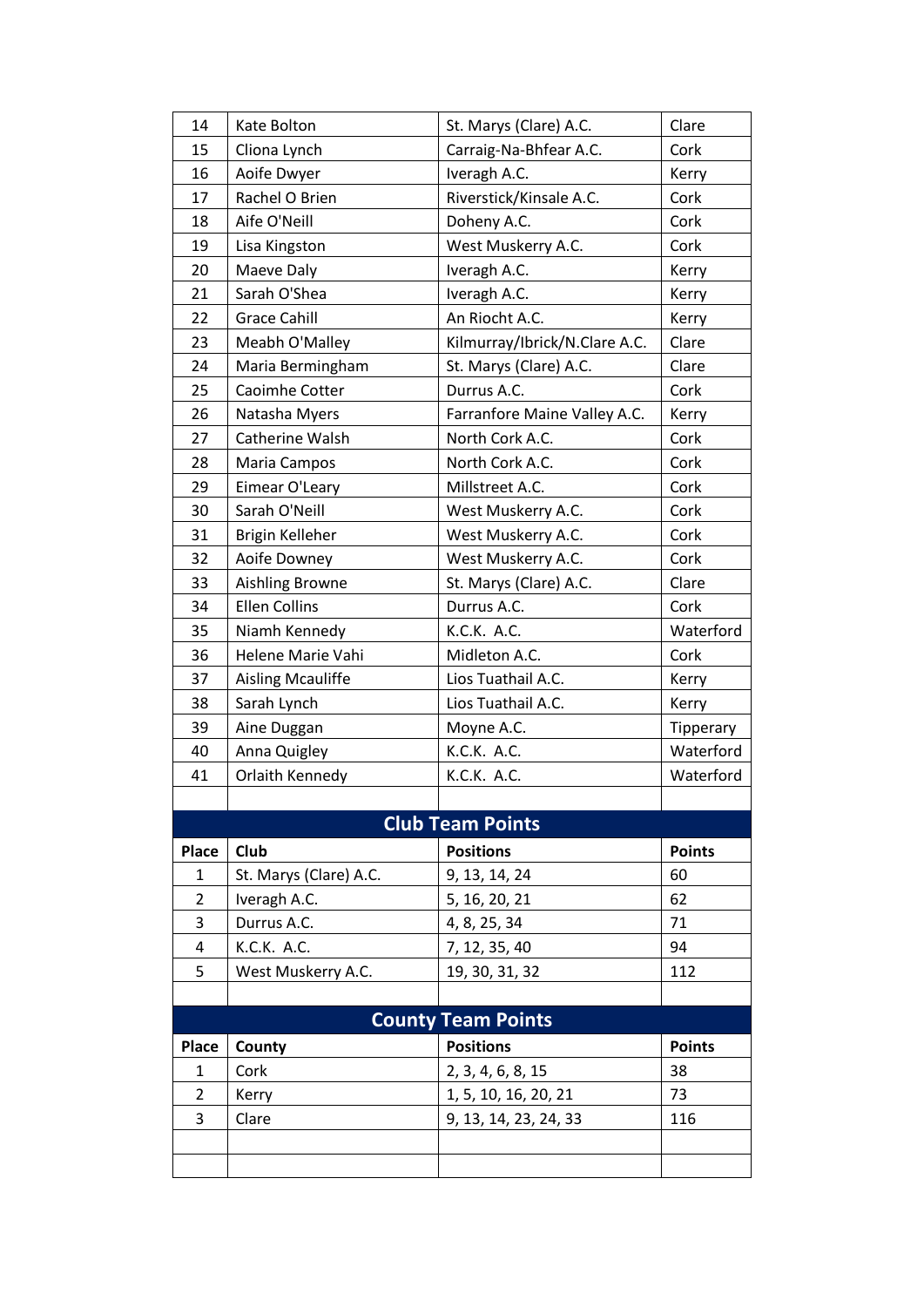| | | | |
|---|---|---|---|
| 14 | Kate Bolton | St. Marys (Clare) A.C. | Clare |
| 15 | Cliona Lynch | Carraig-Na-Bhfear A.C. | Cork |
| 16 | Aoife Dwyer | Iveragh A.C. | Kerry |
| 17 | Rachel O Brien | Riverstick/Kinsale A.C. | Cork |
| 18 | Aife O'Neill | Doheny A.C. | Cork |
| 19 | Lisa Kingston | West Muskerry A.C. | Cork |
| 20 | Maeve Daly | Iveragh A.C. | Kerry |
| 21 | Sarah O'Shea | Iveragh A.C. | Kerry |
| 22 | Grace Cahill | An Riocht A.C. | Kerry |
| 23 | Meabh O'Malley | Kilmurray/Ibrick/N.Clare A.C. | Clare |
| 24 | Maria Bermingham | St. Marys (Clare) A.C. | Clare |
| 25 | Caoimhe Cotter | Durrus A.C. | Cork |
| 26 | Natasha Myers | Farranfore Maine Valley A.C. | Kerry |
| 27 | Catherine Walsh | North Cork A.C. | Cork |
| 28 | Maria Campos | North Cork A.C. | Cork |
| 29 | Eimear O'Leary | Millstreet A.C. | Cork |
| 30 | Sarah O'Neill | West Muskerry A.C. | Cork |
| 31 | Brigin Kelleher | West Muskerry A.C. | Cork |
| 32 | Aoife Downey | West Muskerry A.C. | Cork |
| 33 | Aishling Browne | St. Marys (Clare) A.C. | Clare |
| 34 | Ellen Collins | Durrus A.C. | Cork |
| 35 | Niamh Kennedy | K.C.K. A.C. | Waterford |
| 36 | Helene Marie Vahi | Midleton A.C. | Cork |
| 37 | Aisling Mcauliffe | Lios Tuathail A.C. | Kerry |
| 38 | Sarah Lynch | Lios Tuathail A.C. | Kerry |
| 39 | Aine Duggan | Moyne A.C. | Tipperary |
| 40 | Anna Quigley | K.C.K. A.C. | Waterford |
| 41 | Orlaith Kennedy | K.C.K. A.C. | Waterford |

## Club Team Points

| Place | Club | Positions | Points |
|---|---|---|---|
| 1 | St. Marys (Clare) A.C. | 9, 13, 14, 24 | 60 |
| 2 | Iveragh A.C. | 5, 16, 20, 21 | 62 |
| 3 | Durrus A.C. | 4, 8, 25, 34 | 71 |
| 4 | K.C.K. A.C. | 7, 12, 35, 40 | 94 |
| 5 | West Muskerry A.C. | 19, 30, 31, 32 | 112 |

## County Team Points

| Place | County | Positions | Points |
|---|---|---|---|
| 1 | Cork | 2, 3, 4, 6, 8, 15 | 38 |
| 2 | Kerry | 1, 5, 10, 16, 20, 21 | 73 |
| 3 | Clare | 9, 13, 14, 23, 24, 33 | 116 |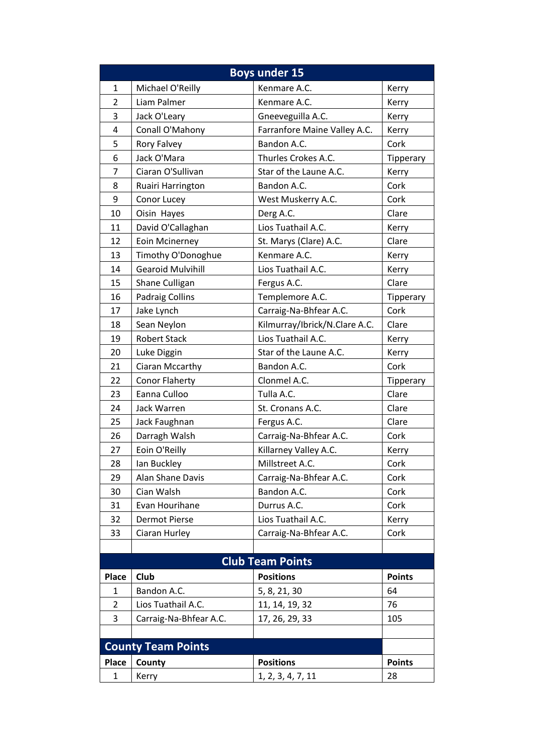## Boys under 15

| | | | |
|---|---|---|---|
| 1 | Michael O'Reilly | Kenmare A.C. | Kerry |
| 2 | Liam Palmer | Kenmare A.C. | Kerry |
| 3 | Jack O'Leary | Gneeveguilla A.C. | Kerry |
| 4 | Conall O'Mahony | Farranfore Maine Valley A.C. | Kerry |
| 5 | Rory Falvey | Bandon A.C. | Cork |
| 6 | Jack O'Mara | Thurles Crokes A.C. | Tipperary |
| 7 | Ciaran O'Sullivan | Star of the Laune A.C. | Kerry |
| 8 | Ruairi Harrington | Bandon A.C. | Cork |
| 9 | Conor Lucey | West Muskerry A.C. | Cork |
| 10 | Oisin Hayes | Derg A.C. | Clare |
| 11 | David O'Callaghan | Lios Tuathail A.C. | Kerry |
| 12 | Eoin Mcinerney | St. Marys (Clare) A.C. | Clare |
| 13 | Timothy O'Donoghue | Kenmare A.C. | Kerry |
| 14 | Gearoid Mulvihill | Lios Tuathail A.C. | Kerry |
| 15 | Shane Culligan | Fergus A.C. | Clare |
| 16 | Padraig Collins | Templemore A.C. | Tipperary |
| 17 | Jake Lynch | Carraig-Na-Bhfear A.C. | Cork |
| 18 | Sean Neylon | Kilmurray/Ibrick/N.Clare A.C. | Clare |
| 19 | Robert Stack | Lios Tuathail A.C. | Kerry |
| 20 | Luke Diggin | Star of the Laune A.C. | Kerry |
| 21 | Ciaran Mccarthy | Bandon A.C. | Cork |
| 22 | Conor Flaherty | Clonmel A.C. | Tipperary |
| 23 | Eanna Culloo | Tulla A.C. | Clare |
| 24 | Jack Warren | St. Cronans A.C. | Clare |
| 25 | Jack Faughnan | Fergus A.C. | Clare |
| 26 | Darragh Walsh | Carraig-Na-Bhfear A.C. | Cork |
| 27 | Eoin O'Reilly | Killarney Valley A.C. | Kerry |
| 28 | Ian Buckley | Millstreet A.C. | Cork |
| 29 | Alan Shane Davis | Carraig-Na-Bhfear A.C. | Cork |
| 30 | Cian Walsh | Bandon A.C. | Cork |
| 31 | Evan Hourihane | Durrus A.C. | Cork |
| 32 | Dermot Pierse | Lios Tuathail A.C. | Kerry |
| 33 | Ciaran Hurley | Carraig-Na-Bhfear A.C. | Cork |

## Club Team Points

| Place | Club | Positions | Points |
|---|---|---|---|
| 1 | Bandon A.C. | 5, 8, 21, 30 | 64 |
| 2 | Lios Tuathail A.C. | 11, 14, 19, 32 | 76 |
| 3 | Carraig-Na-Bhfear A.C. | 17, 26, 29, 33 | 105 |

## County Team Points

| Place | County | Positions | Points |
|---|---|---|---|
| 1 | Kerry | 1, 2, 3, 4, 7, 11 | 28 |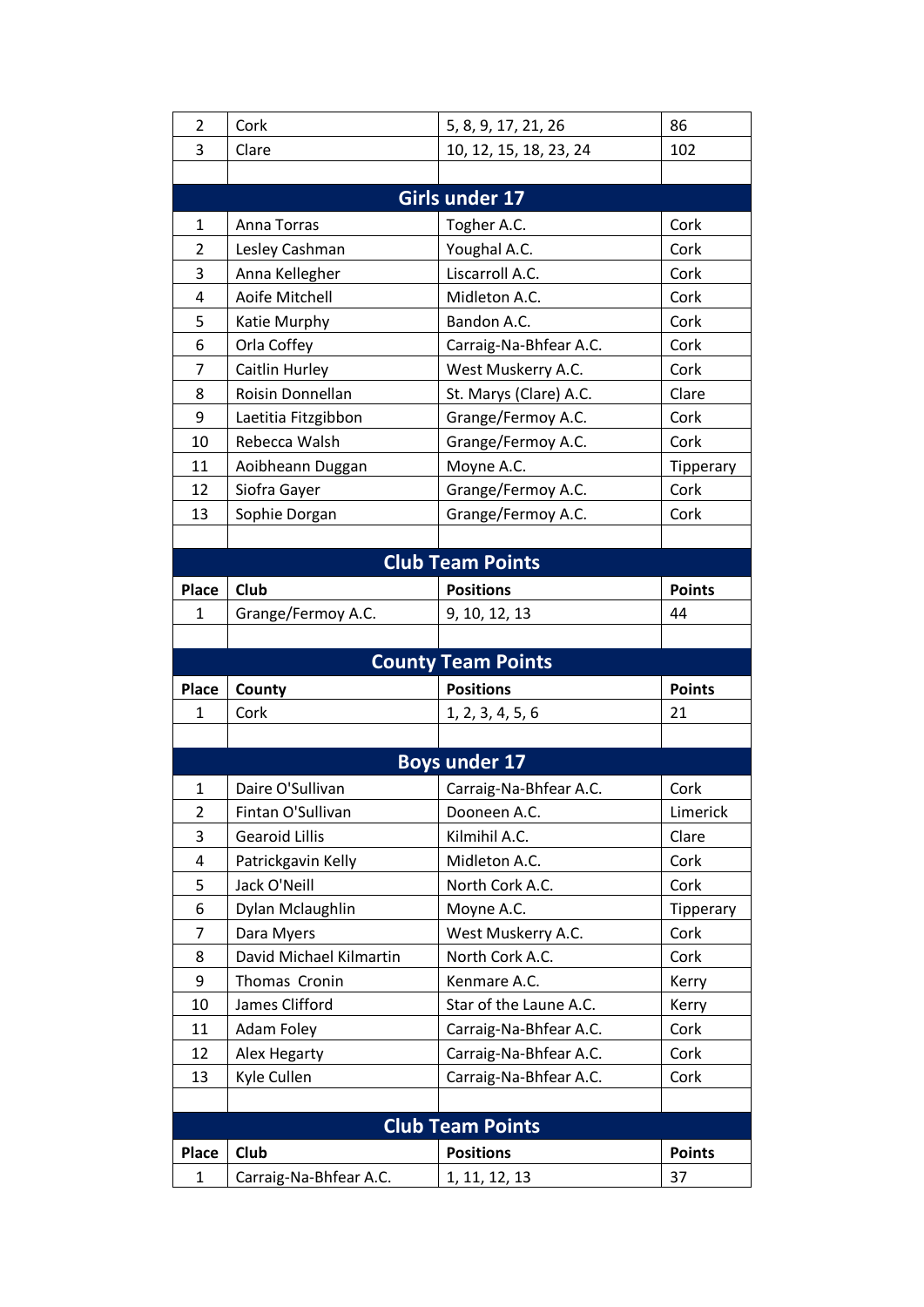| | | | |
|---|---|---|---|
| 2 | Cork | 5, 8, 9, 17, 21, 26 | 86 |
| 3 | Clare | 10, 12, 15, 18, 23, 24 | 102 |

## Girls under 17

| | | | |
|---|---|---|---|
| 1 | Anna Torras | Togher A.C. | Cork |
| 2 | Lesley Cashman | Youghal A.C. | Cork |
| 3 | Anna Kellegher | Liscarroll A.C. | Cork |
| 4 | Aoife Mitchell | Midleton A.C. | Cork |
| 5 | Katie Murphy | Bandon A.C. | Cork |
| 6 | Orla Coffey | Carraig-Na-Bhfear A.C. | Cork |
| 7 | Caitlin Hurley | West Muskerry A.C. | Cork |
| 8 | Roisin Donnellan | St. Marys (Clare) A.C. | Clare |
| 9 | Laetitia Fitzgibbon | Grange/Fermoy A.C. | Cork |
| 10 | Rebecca Walsh | Grange/Fermoy A.C. | Cork |
| 11 | Aoibheann Duggan | Moyne A.C. | Tipperary |
| 12 | Siofra Gayer | Grange/Fermoy A.C. | Cork |
| 13 | Sophie Dorgan | Grange/Fermoy A.C. | Cork |

## Club Team Points

| Place | Club | Positions | Points |
|---|---|---|---|
| 1 | Grange/Fermoy A.C. | 9, 10, 12, 13 | 44 |

## County Team Points

| Place | County | Positions | Points |
|---|---|---|---|
| 1 | Cork | 1, 2, 3, 4, 5, 6 | 21 |

## Boys under 17

| | | | |
|---|---|---|---|
| 1 | Daire O'Sullivan | Carraig-Na-Bhfear A.C. | Cork |
| 2 | Fintan O'Sullivan | Dooneen A.C. | Limerick |
| 3 | Gearoid Lillis | Kilmihil A.C. | Clare |
| 4 | Patrickgavin Kelly | Midleton A.C. | Cork |
| 5 | Jack O'Neill | North Cork A.C. | Cork |
| 6 | Dylan Mclaughlin | Moyne A.C. | Tipperary |
| 7 | Dara Myers | West Muskerry A.C. | Cork |
| 8 | David Michael Kilmartin | North Cork A.C. | Cork |
| 9 | Thomas Cronin | Kenmare A.C. | Kerry |
| 10 | James Clifford | Star of the Laune A.C. | Kerry |
| 11 | Adam Foley | Carraig-Na-Bhfear A.C. | Cork |
| 12 | Alex Hegarty | Carraig-Na-Bhfear A.C. | Cork |
| 13 | Kyle Cullen | Carraig-Na-Bhfear A.C. | Cork |

## Club Team Points

| Place | Club | Positions | Points |
|---|---|---|---|
| 1 | Carraig-Na-Bhfear A.C. | 1, 11, 12, 13 | 37 |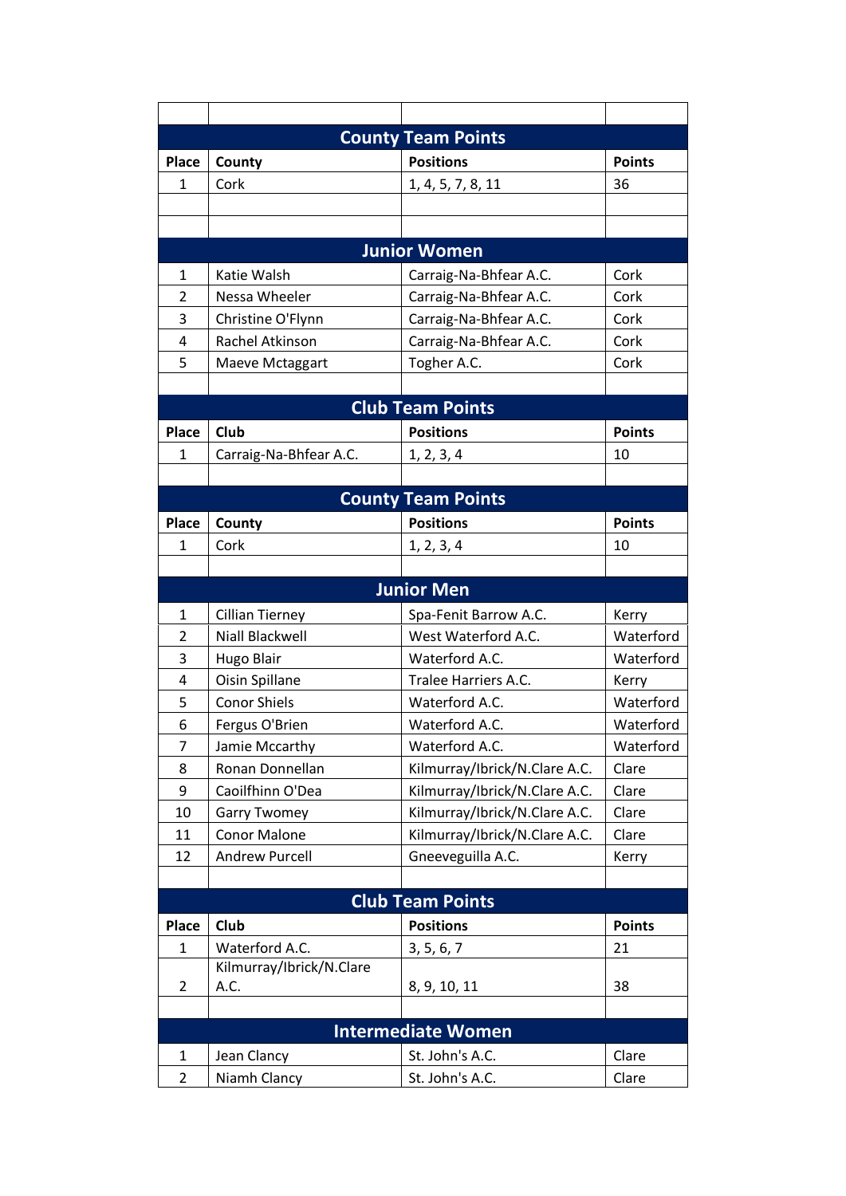## County Team Points

| Place | County | Positions | Points |
|---|---|---|---|
| 1 | Cork | 1, 4, 5, 7, 8, 11 | 36 |

## Junior Women

| Place | Name | Club | County |
|---|---|---|---|
| 1 | Katie Walsh | Carraig-Na-Bhfear A.C. | Cork |
| 2 | Nessa Wheeler | Carraig-Na-Bhfear A.C. | Cork |
| 3 | Christine O'Flynn | Carraig-Na-Bhfear A.C. | Cork |
| 4 | Rachel Atkinson | Carraig-Na-Bhfear A.C. | Cork |
| 5 | Maeve Mctaggart | Togher A.C. | Cork |

## Club Team Points

| Place | Club | Positions | Points |
|---|---|---|---|
| 1 | Carraig-Na-Bhfear A.C. | 1, 2, 3, 4 | 10 |

## County Team Points

| Place | County | Positions | Points |
|---|---|---|---|
| 1 | Cork | 1, 2, 3, 4 | 10 |

## Junior Men

| Place | Name | Club | County |
|---|---|---|---|
| 1 | Cillian Tierney | Spa-Fenit Barrow A.C. | Kerry |
| 2 | Niall Blackwell | West Waterford A.C. | Waterford |
| 3 | Hugo Blair | Waterford A.C. | Waterford |
| 4 | Oisin Spillane | Tralee Harriers A.C. | Kerry |
| 5 | Conor Shiels | Waterford A.C. | Waterford |
| 6 | Fergus O'Brien | Waterford A.C. | Waterford |
| 7 | Jamie Mccarthy | Waterford A.C. | Waterford |
| 8 | Ronan Donnellan | Kilmurray/Ibrick/N.Clare A.C. | Clare |
| 9 | Caoilfhinn O'Dea | Kilmurray/Ibrick/N.Clare A.C. | Clare |
| 10 | Garry Twomey | Kilmurray/Ibrick/N.Clare A.C. | Clare |
| 11 | Conor Malone | Kilmurray/Ibrick/N.Clare A.C. | Clare |
| 12 | Andrew Purcell | Gneeveguilla A.C. | Kerry |

## Club Team Points

| Place | Club | Positions | Points |
|---|---|---|---|
| 1 | Waterford A.C. | 3, 5, 6, 7 | 21 |
| 2 | Kilmurray/Ibrick/N.Clare A.C. | 8, 9, 10, 11 | 38 |

## Intermediate Women

| Place | Name | Club | County |
|---|---|---|---|
| 1 | Jean Clancy | St. John's A.C. | Clare |
| 2 | Niamh Clancy | St. John's A.C. | Clare |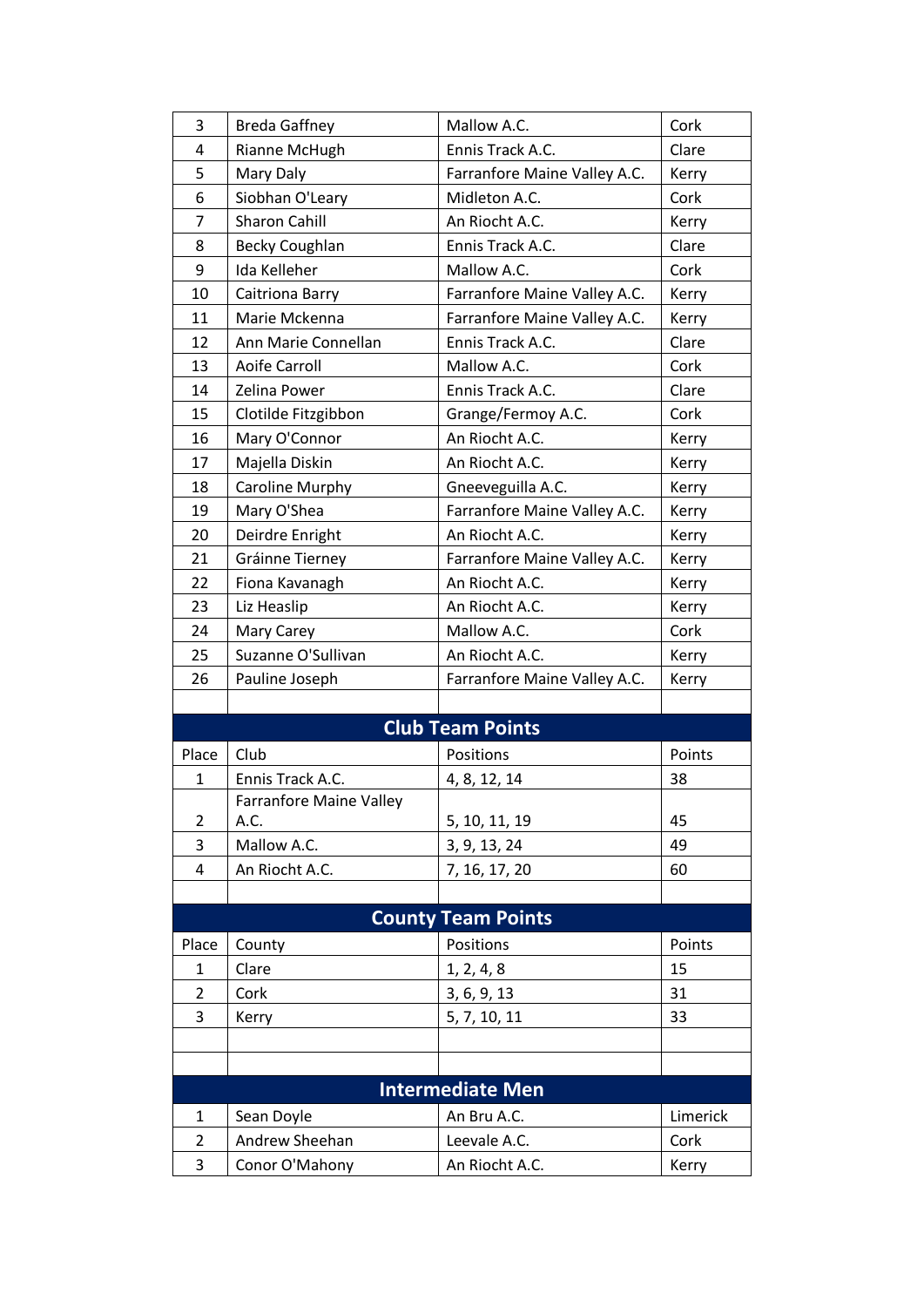| | | | |
|---|---|---|---|
| 3 | Breda Gaffney | Mallow A.C. | Cork |
| 4 | Rianne McHugh | Ennis Track A.C. | Clare |
| 5 | Mary Daly | Farranfore Maine Valley A.C. | Kerry |
| 6 | Siobhan O'Leary | Midleton A.C. | Cork |
| 7 | Sharon Cahill | An Riocht A.C. | Kerry |
| 8 | Becky Coughlan | Ennis Track A.C. | Clare |
| 9 | Ida Kelleher | Mallow A.C. | Cork |
| 10 | Caitriona Barry | Farranfore Maine Valley A.C. | Kerry |
| 11 | Marie Mckenna | Farranfore Maine Valley A.C. | Kerry |
| 12 | Ann Marie Connellan | Ennis Track A.C. | Clare |
| 13 | Aoife Carroll | Mallow A.C. | Cork |
| 14 | Zelina Power | Ennis Track A.C. | Clare |
| 15 | Clotilde Fitzgibbon | Grange/Fermoy A.C. | Cork |
| 16 | Mary O'Connor | An Riocht A.C. | Kerry |
| 17 | Majella Diskin | An Riocht A.C. | Kerry |
| 18 | Caroline Murphy | Gneeveguilla A.C. | Kerry |
| 19 | Mary O'Shea | Farranfore Maine Valley A.C. | Kerry |
| 20 | Deirdre Enright | An Riocht A.C. | Kerry |
| 21 | Gráinne Tierney | Farranfore Maine Valley A.C. | Kerry |
| 22 | Fiona Kavanagh | An Riocht A.C. | Kerry |
| 23 | Liz Heaslip | An Riocht A.C. | Kerry |
| 24 | Mary Carey | Mallow A.C. | Cork |
| 25 | Suzanne O'Sullivan | An Riocht A.C. | Kerry |
| 26 | Pauline Joseph | Farranfore Maine Valley A.C. | Kerry |

## Club Team Points

| Place | Club | Positions | Points |
|---|---|---|---|
| 1 | Ennis Track A.C. | 4, 8, 12, 14 | 38 |
| 2 | Farranfore Maine Valley A.C. | 5, 10, 11, 19 | 45 |
| 3 | Mallow A.C. | 3, 9, 13, 24 | 49 |
| 4 | An Riocht A.C. | 7, 16, 17, 20 | 60 |

## County Team Points

| Place | County | Positions | Points |
|---|---|---|---|
| 1 | Clare | 1, 2, 4, 8 | 15 |
| 2 | Cork | 3, 6, 9, 13 | 31 |
| 3 | Kerry | 5, 7, 10, 11 | 33 |

## Intermediate Men

| | | | |
|---|---|---|---|
| 1 | Sean Doyle | An Bru A.C. | Limerick |
| 2 | Andrew Sheehan | Leevale A.C. | Cork |
| 3 | Conor O'Mahony | An Riocht A.C. | Kerry |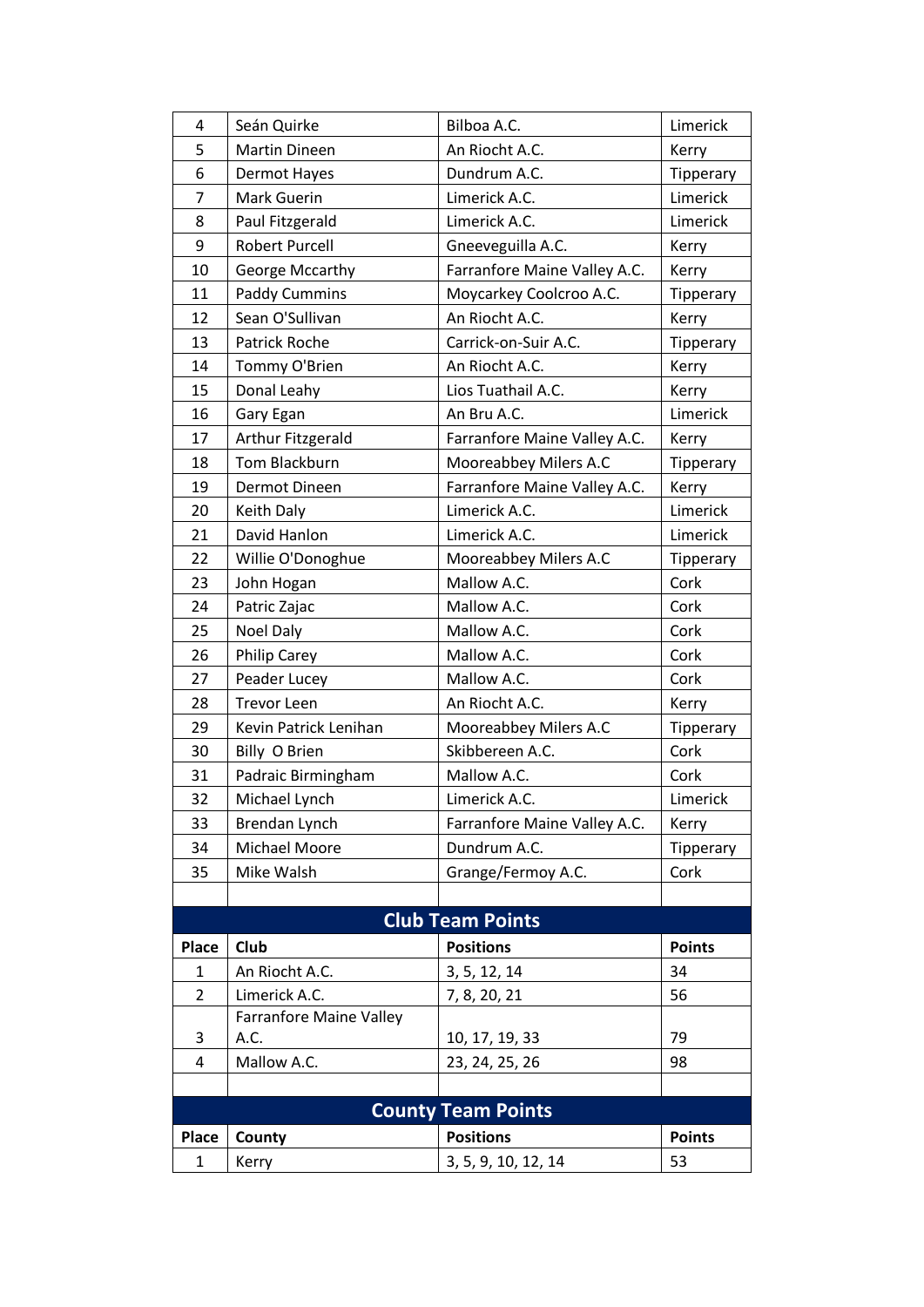| | | | |
|---|---|---|---|
| 4 | Seán Quirke | Bilboa A.C. | Limerick |
| 5 | Martin Dineen | An Riocht A.C. | Kerry |
| 6 | Dermot Hayes | Dundrum A.C. | Tipperary |
| 7 | Mark Guerin | Limerick A.C. | Limerick |
| 8 | Paul Fitzgerald | Limerick A.C. | Limerick |
| 9 | Robert Purcell | Gneeveguilla A.C. | Kerry |
| 10 | George Mccarthy | Farranfore Maine Valley A.C. | Kerry |
| 11 | Paddy Cummins | Moycarkey Coolcroo A.C. | Tipperary |
| 12 | Sean O'Sullivan | An Riocht A.C. | Kerry |
| 13 | Patrick Roche | Carrick-on-Suir A.C. | Tipperary |
| 14 | Tommy O'Brien | An Riocht A.C. | Kerry |
| 15 | Donal Leahy | Lios Tuathail A.C. | Kerry |
| 16 | Gary Egan | An Bru A.C. | Limerick |
| 17 | Arthur Fitzgerald | Farranfore Maine Valley A.C. | Kerry |
| 18 | Tom Blackburn | Mooreabbey Milers A.C | Tipperary |
| 19 | Dermot Dineen | Farranfore Maine Valley A.C. | Kerry |
| 20 | Keith Daly | Limerick A.C. | Limerick |
| 21 | David Hanlon | Limerick A.C. | Limerick |
| 22 | Willie O'Donoghue | Mooreabbey Milers A.C | Tipperary |
| 23 | John Hogan | Mallow A.C. | Cork |
| 24 | Patric Zajac | Mallow A.C. | Cork |
| 25 | Noel Daly | Mallow A.C. | Cork |
| 26 | Philip Carey | Mallow A.C. | Cork |
| 27 | Peader Lucey | Mallow A.C. | Cork |
| 28 | Trevor Leen | An Riocht A.C. | Kerry |
| 29 | Kevin Patrick Lenihan | Mooreabbey Milers A.C | Tipperary |
| 30 | Billy O Brien | Skibbereen A.C. | Cork |
| 31 | Padraic Birmingham | Mallow A.C. | Cork |
| 32 | Michael Lynch | Limerick A.C. | Limerick |
| 33 | Brendan Lynch | Farranfore Maine Valley A.C. | Kerry |
| 34 | Michael Moore | Dundrum A.C. | Tipperary |
| 35 | Mike Walsh | Grange/Fermoy A.C. | Cork |

## Club Team Points

| Place | Club | Positions | Points |
|---|---|---|---|
| 1 | An Riocht A.C. | 3, 5, 12, 14 | 34 |
| 2 | Limerick A.C. | 7, 8, 20, 21 | 56 |
| 3 | Farranfore Maine Valley A.C. | 10, 17, 19, 33 | 79 |
| 4 | Mallow A.C. | 23, 24, 25, 26 | 98 |

## County Team Points

| Place | County | Positions | Points |
|---|---|---|---|
| 1 | Kerry | 3, 5, 9, 10, 12, 14 | 53 |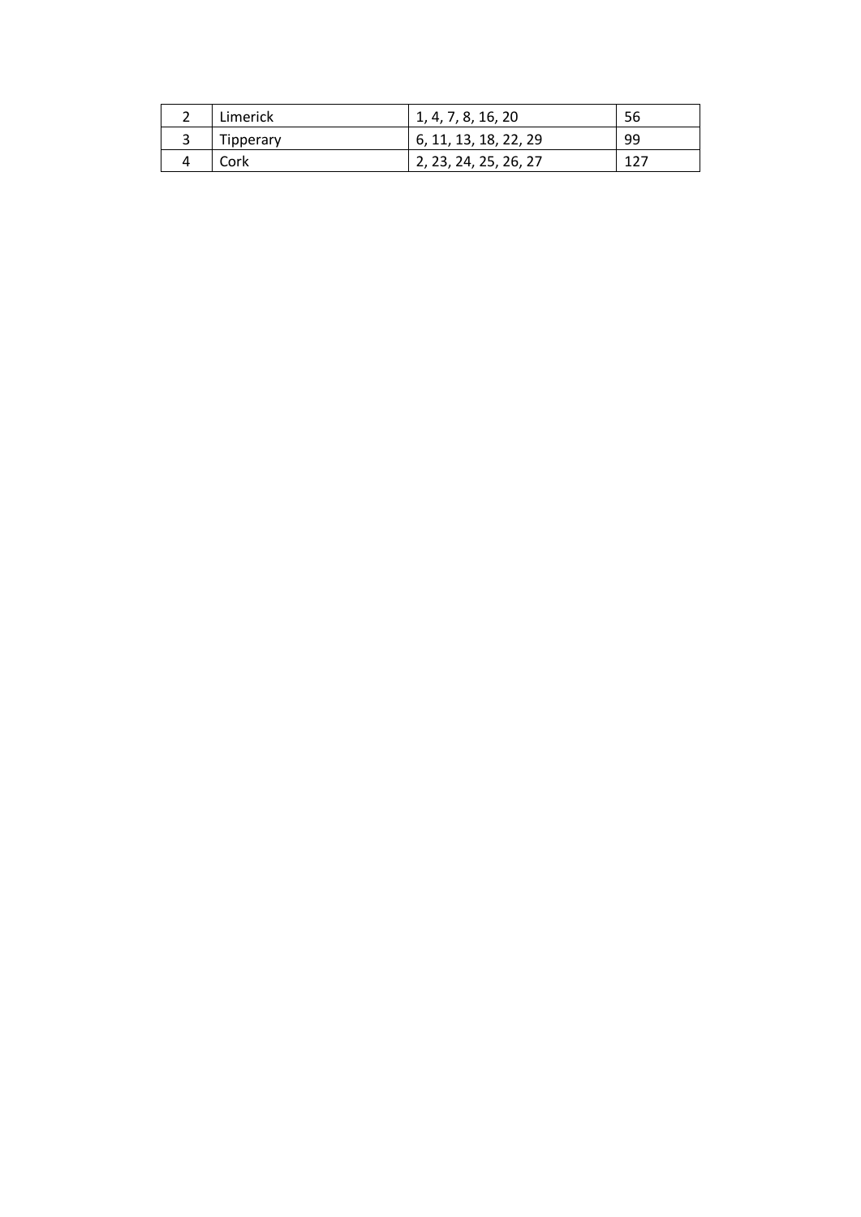| | | | |
|---|---|---|---|
| 2 | Limerick | 1, 4, 7, 8, 16, 20 | 56 |
| 3 | Tipperary | 6, 11, 13, 18, 22, 29 | 99 |
| 4 | Cork | 2, 23, 24, 25, 26, 27 | 127 |